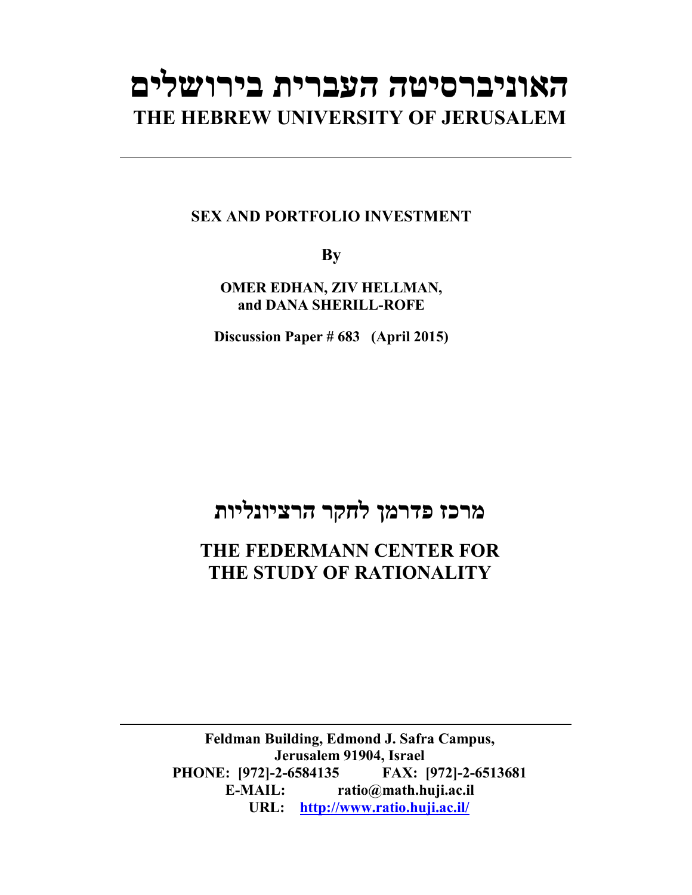# האוניברסיטה העברית בירושלים

# THE HEBREW UNIVERSITY OF JERUSALEM

---

**SEX AND PORTFOLIO INVESTMENT**

**By**

**OMER EDHAN, ZIV HELLMAN, and DANA SHERILL-ROFE**

**Discussion Paper # 683 (April 2015)**

## מרכז פדרמן לחקר הרציונליות

## THE FEDERMANN CENTER FOR THE STUDY OF RATIONALITY

---

**Feldman Building, Edmond J. Safra Campus, Jerusalem 91904, Israel**
**PHONE: [972]-2-6584135 FAX: [972]-2-6513681**
**E-MAIL: ratio@math.huji.ac.il**
**URL: http://www.ratio.huji.ac.il/**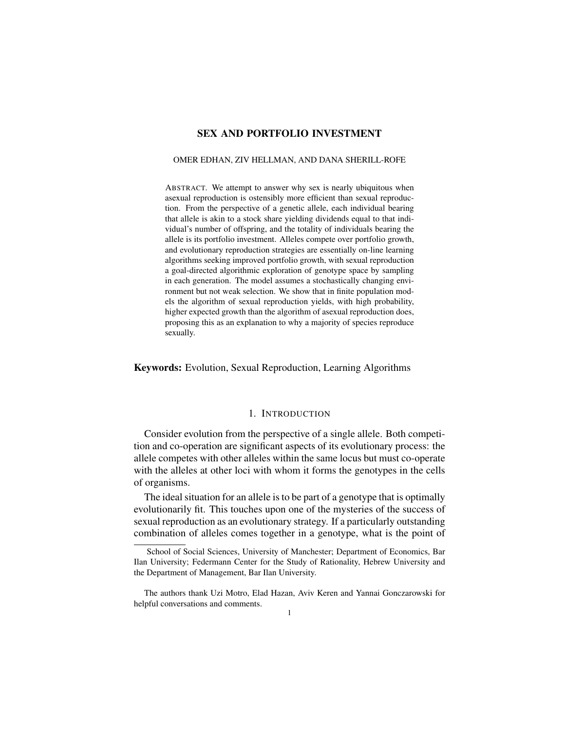# SEX AND PORTFOLIO INVESTMENT

OMER EDHAN, ZIV HELLMAN, AND DANA SHERILL-ROFE

ABSTRACT. We attempt to answer why sex is nearly ubiquitous when asexual reproduction is ostensibly more efficient than sexual reproduction. From the perspective of a genetic allele, each individual bearing that allele is akin to a stock share yielding dividends equal to that individual's number of offspring, and the totality of individuals bearing the allele is its portfolio investment. Alleles compete over portfolio growth, and evolutionary reproduction strategies are essentially on-line learning algorithms seeking improved portfolio growth, with sexual reproduction a goal-directed algorithmic exploration of genotype space by sampling in each generation. The model assumes a stochastically changing environment but not weak selection. We show that in finite population models the algorithm of sexual reproduction yields, with high probability, higher expected growth than the algorithm of asexual reproduction does, proposing this as an explanation to why a majority of species reproduce sexually.

**Keywords:** Evolution, Sexual Reproduction, Learning Algorithms

## 1. INTRODUCTION

Consider evolution from the perspective of a single allele. Both competition and co-operation are significant aspects of its evolutionary process: the allele competes with other alleles within the same locus but must co-operate with the alleles at other loci with whom it forms the genotypes in the cells of organisms.

The ideal situation for an allele is to be part of a genotype that is optimally evolutionarily fit. This touches upon one of the mysteries of the success of sexual reproduction as an evolutionary strategy. If a particularly outstanding combination of alleles comes together in a genotype, what is the point of

School of Social Sciences, University of Manchester; Department of Economics, Bar Ilan University; Federmann Center for the Study of Rationality, Hebrew University and the Department of Management, Bar Ilan University.

The authors thank Uzi Motro, Elad Hazan, Aviv Keren and Yannai Gonczarowski for helpful conversations and comments.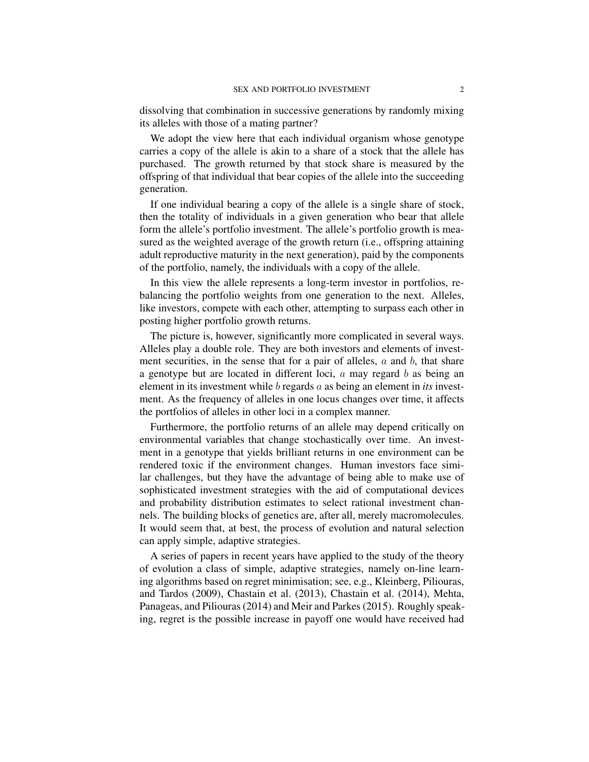dissolving that combination in successive generations by randomly mixing its alleles with those of a mating partner?

We adopt the view here that each individual organism whose genotype carries a copy of the allele is akin to a share of a stock that the allele has purchased. The growth returned by that stock share is measured by the offspring of that individual that bear copies of the allele into the succeeding generation.

If one individual bearing a copy of the allele is a single share of stock, then the totality of individuals in a given generation who bear that allele form the allele's portfolio investment. The allele's portfolio growth is measured as the weighted average of the growth return (i.e., offspring attaining adult reproductive maturity in the next generation), paid by the components of the portfolio, namely, the individuals with a copy of the allele.

In this view the allele represents a long-term investor in portfolios, rebalancing the portfolio weights from one generation to the next. Alleles, like investors, compete with each other, attempting to surpass each other in posting higher portfolio growth returns.

The picture is, however, significantly more complicated in several ways. Alleles play a double role. They are both investors and elements of investment securities, in the sense that for a pair of alleles, $a$ and $b$, that share a genotype but are located in different loci, $a$ may regard $b$ as being an element in its investment while $b$ regards $a$ as being an element in *its* investment. As the frequency of alleles in one locus changes over time, it affects the portfolios of alleles in other loci in a complex manner.

Furthermore, the portfolio returns of an allele may depend critically on environmental variables that change stochastically over time. An investment in a genotype that yields brilliant returns in one environment can be rendered toxic if the environment changes. Human investors face similar challenges, but they have the advantage of being able to make use of sophisticated investment strategies with the aid of computational devices and probability distribution estimates to select rational investment channels. The building blocks of genetics are, after all, merely macromolecules. It would seem that, at best, the process of evolution and natural selection can apply simple, adaptive strategies.

A series of papers in recent years have applied to the study of the theory of evolution a class of simple, adaptive strategies, namely on-line learning algorithms based on regret minimisation; see, e.g., Kleinberg, Piliouras, and Tardos (2009), Chastain et al. (2013), Chastain et al. (2014), Mehta, Panageas, and Piliouras (2014) and Meir and Parkes (2015). Roughly speaking, regret is the possible increase in payoff one would have received had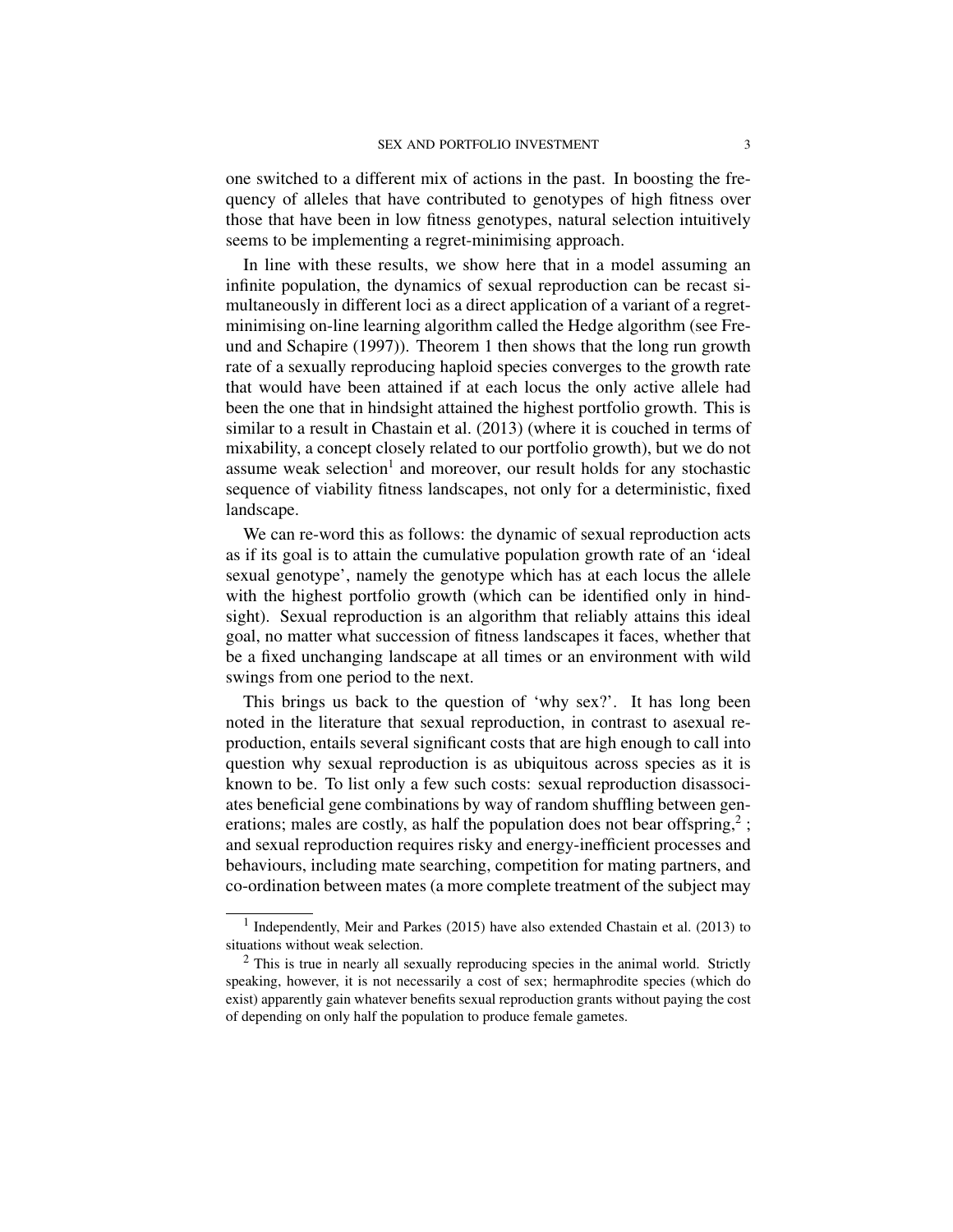one switched to a different mix of actions in the past. In boosting the frequency of alleles that have contributed to genotypes of high fitness over those that have been in low fitness genotypes, natural selection intuitively seems to be implementing a regret-minimising approach.

In line with these results, we show here that in a model assuming an infinite population, the dynamics of sexual reproduction can be recast simultaneously in different loci as a direct application of a variant of a regret-minimising on-line learning algorithm called the Hedge algorithm (see Freund and Schapire (1997)). Theorem 1 then shows that the long run growth rate of a sexually reproducing haploid species converges to the growth rate that would have been attained if at each locus the only active allele had been the one that in hindsight attained the highest portfolio growth. This is similar to a result in Chastain et al. (2013) (where it is couched in terms of mixability, a concept closely related to our portfolio growth), but we do not assume weak selection[1] and moreover, our result holds for any stochastic sequence of viability fitness landscapes, not only for a deterministic, fixed landscape.

We can re-word this as follows: the dynamic of sexual reproduction acts as if its goal is to attain the cumulative population growth rate of an 'ideal sexual genotype', namely the genotype which has at each locus the allele with the highest portfolio growth (which can be identified only in hindsight). Sexual reproduction is an algorithm that reliably attains this ideal goal, no matter what succession of fitness landscapes it faces, whether that be a fixed unchanging landscape at all times or an environment with wild swings from one period to the next.

This brings us back to the question of 'why sex?'. It has long been noted in the literature that sexual reproduction, in contrast to asexual reproduction, entails several significant costs that are high enough to call into question why sexual reproduction is as ubiquitous across species as it is known to be. To list only a few such costs: sexual reproduction disassociates beneficial gene combinations by way of random shuffling between generations; males are costly, as half the population does not bear offspring,[2] ; and sexual reproduction requires risky and energy-inefficient processes and behaviours, including mate searching, competition for mating partners, and co-ordination between mates (a more complete treatment of the subject may

[1] Independently, Meir and Parkes (2015) have also extended Chastain et al. (2013) to situations without weak selection.

[2] This is true in nearly all sexually reproducing species in the animal world. Strictly speaking, however, it is not necessarily a cost of sex; hermaphrodite species (which do exist) apparently gain whatever benefits sexual reproduction grants without paying the cost of depending on only half the population to produce female gametes.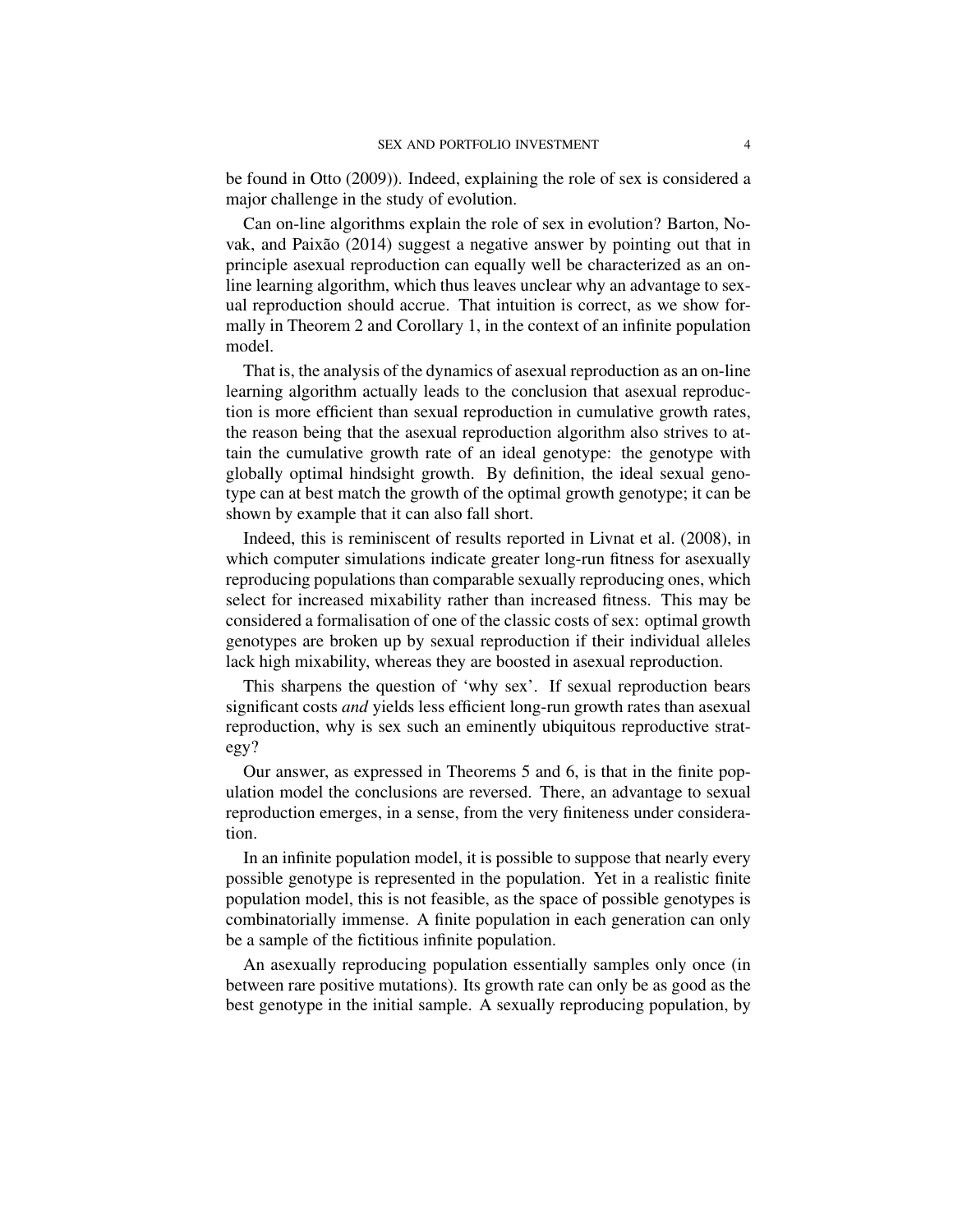be found in Otto (2009)). Indeed, explaining the role of sex is considered a major challenge in the study of evolution.

Can on-line algorithms explain the role of sex in evolution? Barton, Novak, and Paixão (2014) suggest a negative answer by pointing out that in principle asexual reproduction can equally well be characterized as an on-line learning algorithm, which thus leaves unclear why an advantage to sexual reproduction should accrue. That intuition is correct, as we show formally in Theorem 2 and Corollary 1, in the context of an infinite population model.

That is, the analysis of the dynamics of asexual reproduction as an on-line learning algorithm actually leads to the conclusion that asexual reproduction is more efficient than sexual reproduction in cumulative growth rates, the reason being that the asexual reproduction algorithm also strives to attain the cumulative growth rate of an ideal genotype: the genotype with globally optimal hindsight growth. By definition, the ideal sexual genotype can at best match the growth of the optimal growth genotype; it can be shown by example that it can also fall short.

Indeed, this is reminiscent of results reported in Livnat et al. (2008), in which computer simulations indicate greater long-run fitness for asexually reproducing populations than comparable sexually reproducing ones, which select for increased mixability rather than increased fitness. This may be considered a formalisation of one of the classic costs of sex: optimal growth genotypes are broken up by sexual reproduction if their individual alleles lack high mixability, whereas they are boosted in asexual reproduction.

This sharpens the question of 'why sex'. If sexual reproduction bears significant costs *and* yields less efficient long-run growth rates than asexual reproduction, why is sex such an eminently ubiquitous reproductive strategy?

Our answer, as expressed in Theorems 5 and 6, is that in the finite population model the conclusions are reversed. There, an advantage to sexual reproduction emerges, in a sense, from the very finiteness under consideration.

In an infinite population model, it is possible to suppose that nearly every possible genotype is represented in the population. Yet in a realistic finite population model, this is not feasible, as the space of possible genotypes is combinatorially immense. A finite population in each generation can only be a sample of the fictitious infinite population.

An asexually reproducing population essentially samples only once (in between rare positive mutations). Its growth rate can only be as good as the best genotype in the initial sample. A sexually reproducing population, by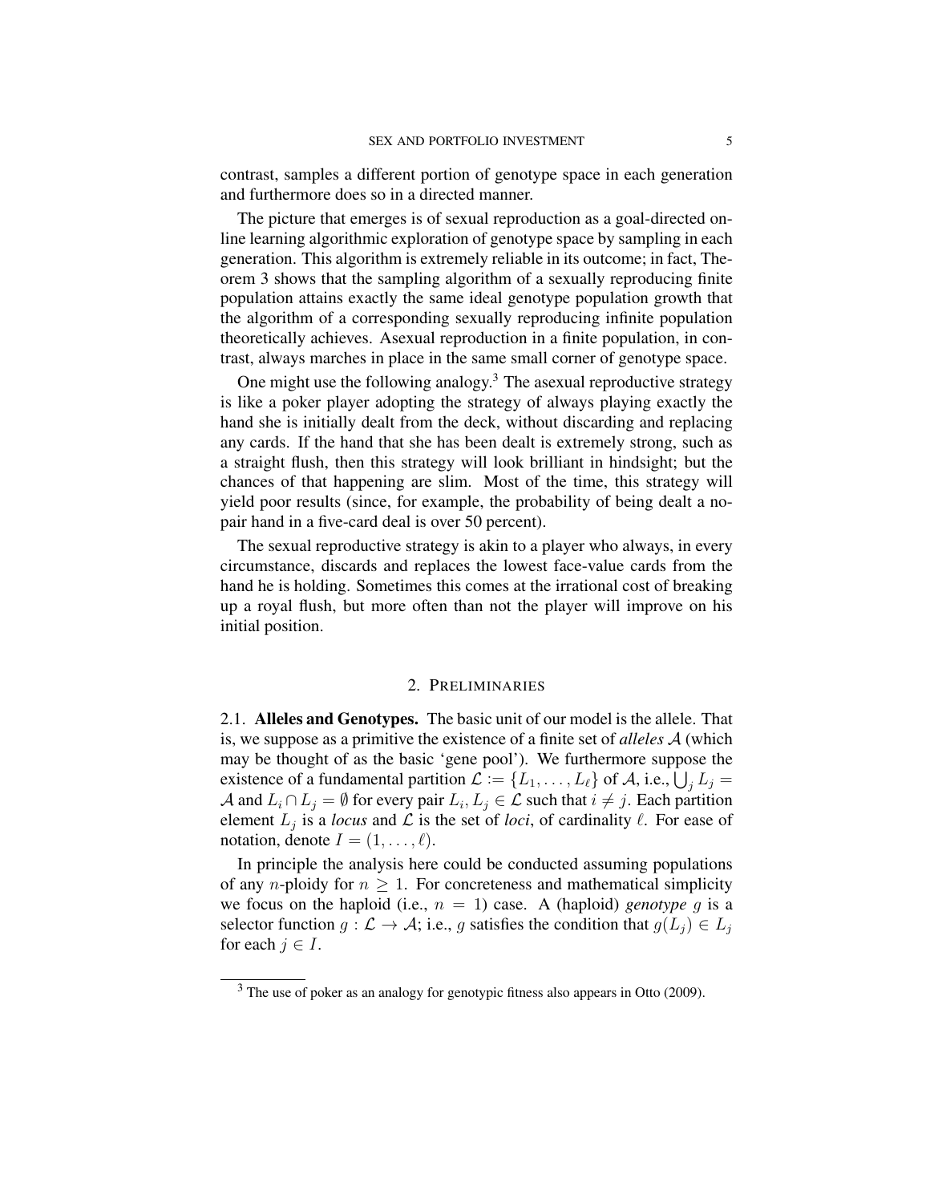contrast, samples a different portion of genotype space in each generation and furthermore does so in a directed manner.

The picture that emerges is of sexual reproduction as a goal-directed online learning algorithmic exploration of genotype space by sampling in each generation. This algorithm is extremely reliable in its outcome; in fact, Theorem 3 shows that the sampling algorithm of a sexually reproducing finite population attains exactly the same ideal genotype population growth that the algorithm of a corresponding sexually reproducing infinite population theoretically achieves. Asexual reproduction in a finite population, in contrast, always marches in place in the same small corner of genotype space.

One might use the following analogy.[3] The asexual reproductive strategy is like a poker player adopting the strategy of always playing exactly the hand she is initially dealt from the deck, without discarding and replacing any cards. If the hand that she has been dealt is extremely strong, such as a straight flush, then this strategy will look brilliant in hindsight; but the chances of that happening are slim. Most of the time, this strategy will yield poor results (since, for example, the probability of being dealt a no-pair hand in a five-card deal is over 50 percent).

The sexual reproductive strategy is akin to a player who always, in every circumstance, discards and replaces the lowest face-value cards from the hand he is holding. Sometimes this comes at the irrational cost of breaking up a royal flush, but more often than not the player will improve on his initial position.

## 2. Preliminaries

2.1. **Alleles and Genotypes.** The basic unit of our model is the allele. That is, we suppose as a primitive the existence of a finite set of *alleles* $\mathcal{A}$ (which may be thought of as the basic 'gene pool'). We furthermore suppose the existence of a fundamental partition $\mathcal{L} := \{L_1, \ldots, L_\ell\}$ of $\mathcal{A}$, i.e., $\bigcup_j L_j = \mathcal{A}$ and $L_i \cap L_j = \emptyset$ for every pair $L_i, L_j \in \mathcal{L}$ such that $i \neq j$. Each partition element $L_j$ is a *locus* and $\mathcal{L}$ is the set of *loci*, of cardinality $\ell$. For ease of notation, denote $I = (1, \ldots, \ell)$.

In principle the analysis here could be conducted assuming populations of any $n$-ploidy for $n \geq 1$. For concreteness and mathematical simplicity we focus on the haploid (i.e., $n = 1$) case. A (haploid) *genotype* $g$ is a selector function $g : \mathcal{L} \to \mathcal{A}$; i.e., $g$ satisfies the condition that $g(L_j) \in L_j$ for each $j \in I$.

[3] The use of poker as an analogy for genotypic fitness also appears in Otto (2009).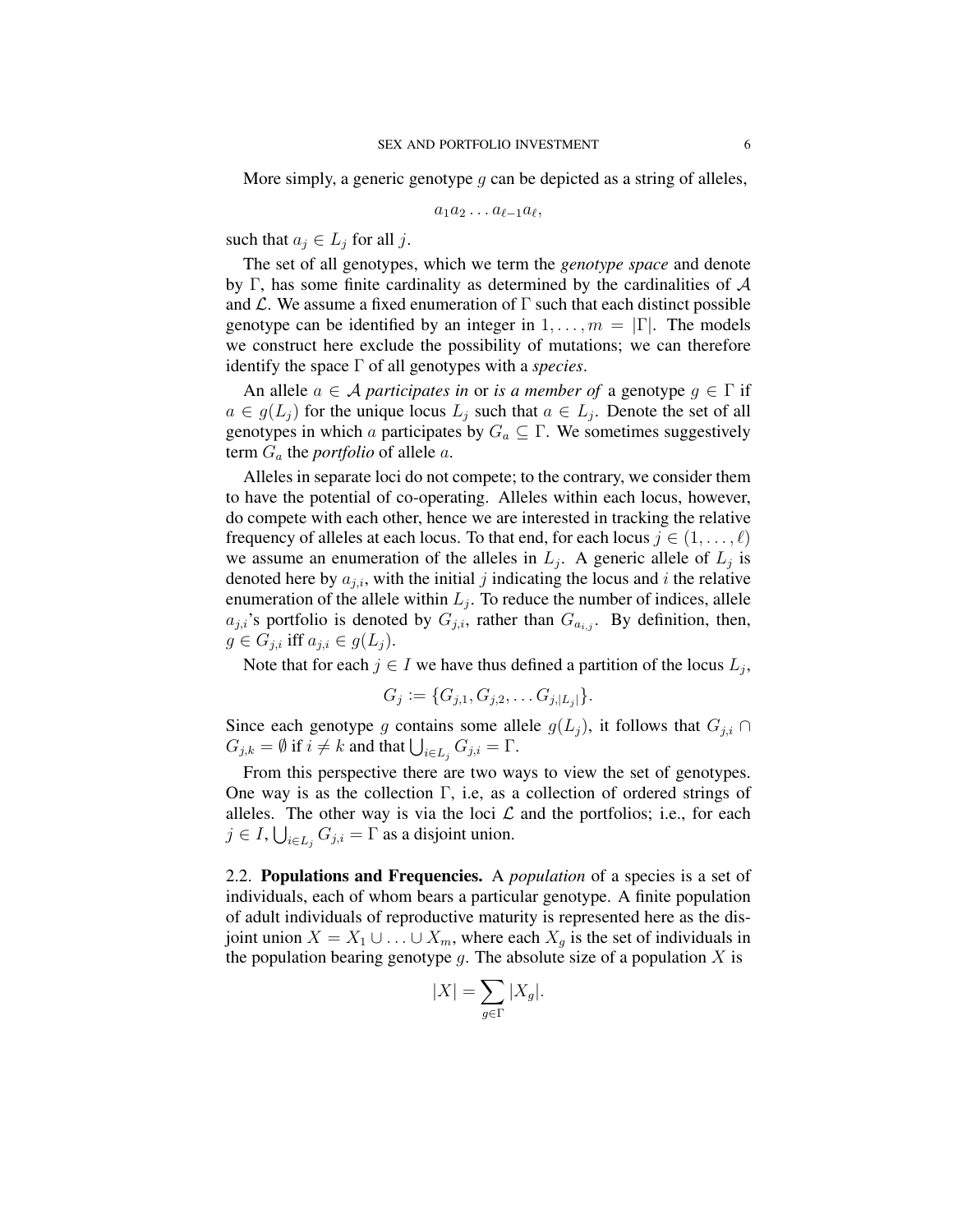More simply, a generic genotype $g$ can be depicted as a string of alleles,

$$a_1 a_2 \dots a_{\ell-1} a_\ell,$$

such that $a_j \in L_j$ for all $j$.

The set of all genotypes, which we term the *genotype space* and denote by $\Gamma$, has some finite cardinality as determined by the cardinalities of $\mathcal{A}$ and $\mathcal{L}$. We assume a fixed enumeration of $\Gamma$ such that each distinct possible genotype can be identified by an integer in $1, \dots, m = |\Gamma|$. The models we construct here exclude the possibility of mutations; we can therefore identify the space $\Gamma$ of all genotypes with a *species*.

An allele $a \in \mathcal{A}$ *participates in* or *is a member of* a genotype $g \in \Gamma$ if $a \in g(L_j)$ for the unique locus $L_j$ such that $a \in L_j$. Denote the set of all genotypes in which $a$ participates by $G_a \subseteq \Gamma$. We sometimes suggestively term $G_a$ the *portfolio* of allele $a$.

Alleles in separate loci do not compete; to the contrary, we consider them to have the potential of co-operating. Alleles within each locus, however, do compete with each other, hence we are interested in tracking the relative frequency of alleles at each locus. To that end, for each locus $j \in (1, \dots, \ell)$ we assume an enumeration of the alleles in $L_j$. A generic allele of $L_j$ is denoted here by $a_{j,i}$, with the initial $j$ indicating the locus and $i$ the relative enumeration of the allele within $L_j$. To reduce the number of indices, allele $a_{j,i}$'s portfolio is denoted by $G_{j,i}$, rather than $G_{a_{i,j}}$. By definition, then, $g \in G_{j,i}$ iff $a_{j,i} \in g(L_j)$.

Note that for each $j \in I$ we have thus defined a partition of the locus $L_j$,

$$G_j := \{G_{j,1}, G_{j,2}, \dots G_{j,|L_j|}\}.$$

Since each genotype $g$ contains some allele $g(L_j)$, it follows that $G_{j,i} \cap G_{j,k} = \emptyset$ if $i \neq k$ and that $\bigcup_{i \in L_j} G_{j,i} = \Gamma$.

From this perspective there are two ways to view the set of genotypes. One way is as the collection $\Gamma$, i.e, as a collection of ordered strings of alleles. The other way is via the loci $\mathcal{L}$ and the portfolios; i.e., for each $j \in I$, $\bigcup_{i \in L_j} G_{j,i} = \Gamma$ as a disjoint union.

## 2.2. Populations and Frequencies.

A *population* of a species is a set of individuals, each of whom bears a particular genotype. A finite population of adult individuals of reproductive maturity is represented here as the disjoint union $X = X_1 \cup \dots \cup X_m$, where each $X_g$ is the set of individuals in the population bearing genotype $g$. The absolute size of a population $X$ is

$$|X| = \sum_{g \in \Gamma} |X_g|.$$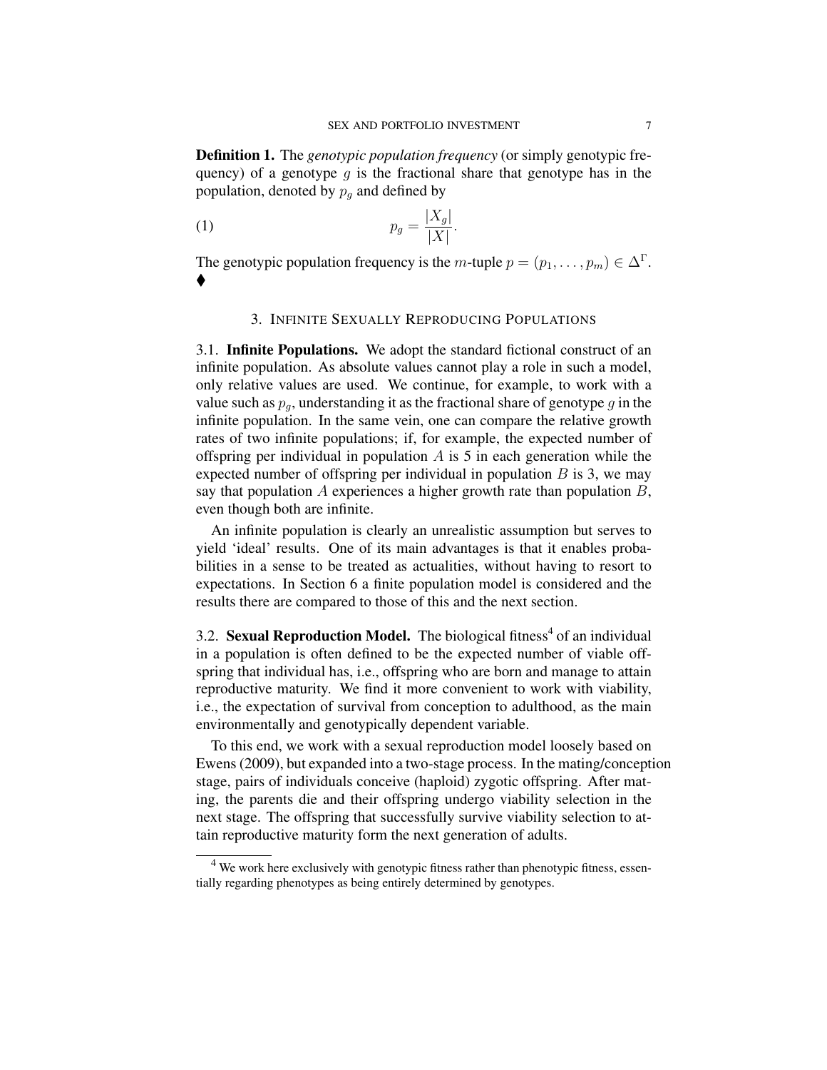**Definition 1.** The *genotypic population frequency* (or simply genotypic frequency) of a genotype $g$ is the fractional share that genotype has in the population, denoted by $p_g$ and defined by

$$p_g = \frac{|X_g|}{|X|}. \tag{1}$$

The genotypic population frequency is the $m$-tuple $p = (p_1, \ldots, p_m) \in \Delta^\Gamma$. ⧫

## 3. Infinite Sexually Reproducing Populations

3.1. **Infinite Populations.** We adopt the standard fictional construct of an infinite population. As absolute values cannot play a role in such a model, only relative values are used. We continue, for example, to work with a value such as $p_g$, understanding it as the fractional share of genotype $g$ in the infinite population. In the same vein, one can compare the relative growth rates of two infinite populations; if, for example, the expected number of offspring per individual in population $A$ is 5 in each generation while the expected number of offspring per individual in population $B$ is 3, we may say that population $A$ experiences a higher growth rate than population $B$, even though both are infinite.

An infinite population is clearly an unrealistic assumption but serves to yield 'ideal' results. One of its main advantages is that it enables probabilities in a sense to be treated as actualities, without having to resort to expectations. In Section 6 a finite population model is considered and the results there are compared to those of this and the next section.

3.2. **Sexual Reproduction Model.** The biological fitness[4] of an individual in a population is often defined to be the expected number of viable offspring that individual has, i.e., offspring who are born and manage to attain reproductive maturity. We find it more convenient to work with viability, i.e., the expectation of survival from conception to adulthood, as the main environmentally and genotypically dependent variable.

To this end, we work with a sexual reproduction model loosely based on Ewens (2009), but expanded into a two-stage process. In the mating/conception stage, pairs of individuals conceive (haploid) zygotic offspring. After mating, the parents die and their offspring undergo viability selection in the next stage. The offspring that successfully survive viability selection to attain reproductive maturity form the next generation of adults.

[4] We work here exclusively with genotypic fitness rather than phenotypic fitness, essentially regarding phenotypes as being entirely determined by genotypes.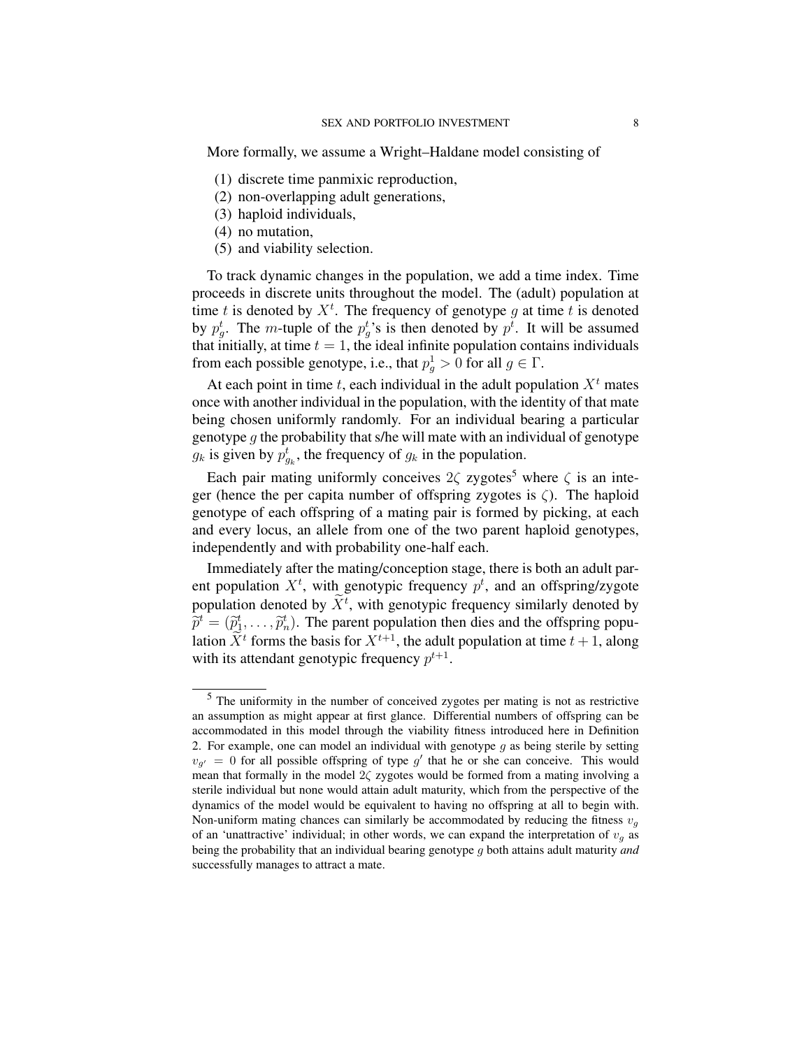More formally, we assume a Wright–Haldane model consisting of

1. discrete time panmixic reproduction,
2. non-overlapping adult generations,
3. haploid individuals,
4. no mutation,
5. and viability selection.

To track dynamic changes in the population, we add a time index. Time proceeds in discrete units throughout the model. The (adult) population at time $t$ is denoted by $X^t$. The frequency of genotype $g$ at time $t$ is denoted by $p_g^t$. The $m$-tuple of the $p_g^t$'s is then denoted by $p^t$. It will be assumed that initially, at time $t = 1$, the ideal infinite population contains individuals from each possible genotype, i.e., that $p_g^1 > 0$ for all $g \in \Gamma$.

At each point in time $t$, each individual in the adult population $X^t$ mates once with another individual in the population, with the identity of that mate being chosen uniformly randomly. For an individual bearing a particular genotype $g$ the probability that s/he will mate with an individual of genotype $g_k$ is given by $p_{g_k}^t$, the frequency of $g_k$ in the population.

Each pair mating uniformly conceives $2\zeta$ zygotes[5] where $\zeta$ is an integer (hence the per capita number of offspring zygotes is $\zeta$). The haploid genotype of each offspring of a mating pair is formed by picking, at each and every locus, an allele from one of the two parent haploid genotypes, independently and with probability one-half each.

Immediately after the mating/conception stage, there is both an adult parent population $X^t$, with genotypic frequency $p^t$, and an offspring/zygote population denoted by $\widetilde{X}^t$, with genotypic frequency similarly denoted by $\widetilde{p}^t = (\widetilde{p}_1^t, \ldots, \widetilde{p}_n^t)$. The parent population then dies and the offspring population $\widetilde{X}^t$ forms the basis for $X^{t+1}$, the adult population at time $t + 1$, along with its attendant genotypic frequency $p^{t+1}$.

[5] The uniformity in the number of conceived zygotes per mating is not as restrictive an assumption as might appear at first glance. Differential numbers of offspring can be accommodated in this model through the viability fitness introduced here in Definition 2. For example, one can model an individual with genotype $g$ as being sterile by setting $v_{g'} = 0$ for all possible offspring of type $g'$ that he or she can conceive. This would mean that formally in the model $2\zeta$ zygotes would be formed from a mating involving a sterile individual but none would attain adult maturity, which from the perspective of the dynamics of the model would be equivalent to having no offspring at all to begin with. Non-uniform mating chances can similarly be accommodated by reducing the fitness $v_g$ of an 'unattractive' individual; in other words, we can expand the interpretation of $v_g$ as being the probability that an individual bearing genotype $g$ both attains adult maturity *and* successfully manages to attract a mate.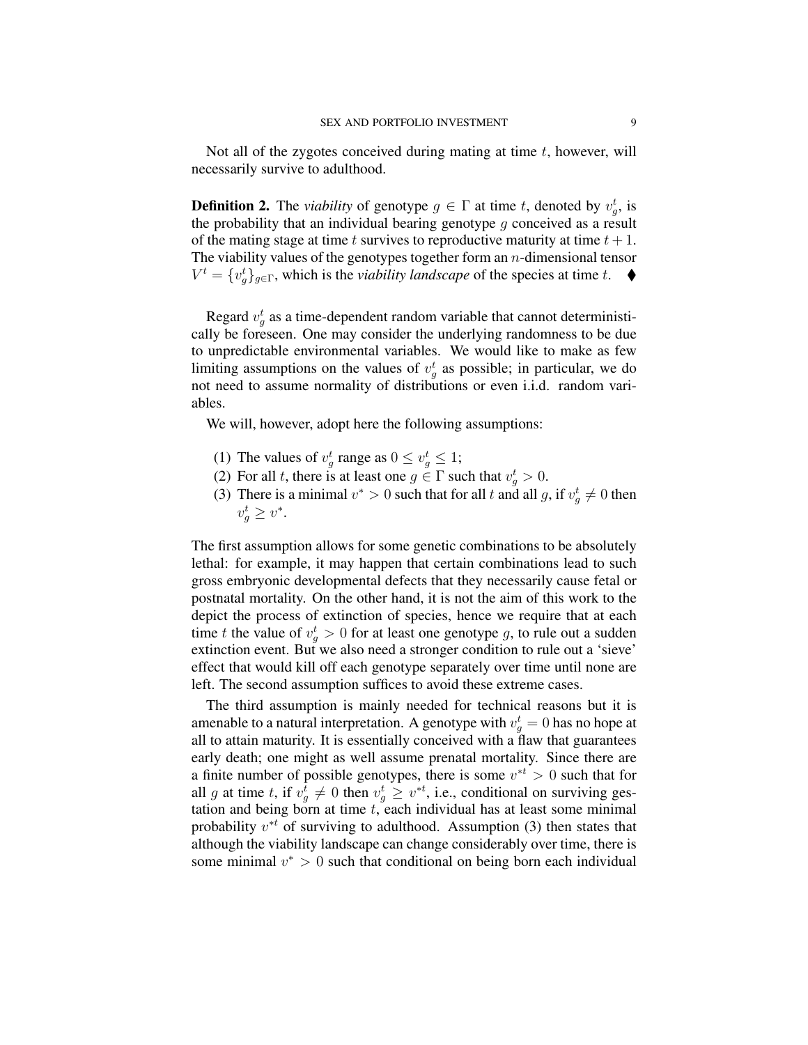Not all of the zygotes conceived during mating at time $t$, however, will necessarily survive to adulthood.

**Definition 2.** The *viability* of genotype $g \in \Gamma$ at time $t$, denoted by $v_g^t$, is the probability that an individual bearing genotype $g$ conceived as a result of the mating stage at time $t$ survives to reproductive maturity at time $t+1$. The viability values of the genotypes together form an $n$-dimensional tensor $V^t = \{v_g^t\}_{g \in \Gamma}$, which is the *viability landscape* of the species at time $t$. ⧫

Regard $v_g^t$ as a time-dependent random variable that cannot deterministically be foreseen. One may consider the underlying randomness to be due to unpredictable environmental variables. We would like to make as few limiting assumptions on the values of $v_g^t$ as possible; in particular, we do not need to assume normality of distributions or even i.i.d. random variables.

We will, however, adopt here the following assumptions:

(1) The values of $v_g^t$ range as $0 \leq v_g^t \leq 1$;
(2) For all $t$, there is at least one $g \in \Gamma$ such that $v_g^t > 0$.
(3) There is a minimal $v^* > 0$ such that for all $t$ and all $g$, if $v_g^t \neq 0$ then $v_g^t \geq v^*$.

The first assumption allows for some genetic combinations to be absolutely lethal: for example, it may happen that certain combinations lead to such gross embryonic developmental defects that they necessarily cause fetal or postnatal mortality. On the other hand, it is not the aim of this work to the depict the process of extinction of species, hence we require that at each time $t$ the value of $v_g^t > 0$ for at least one genotype $g$, to rule out a sudden extinction event. But we also need a stronger condition to rule out a 'sieve' effect that would kill off each genotype separately over time until none are left. The second assumption suffices to avoid these extreme cases.

The third assumption is mainly needed for technical reasons but it is amenable to a natural interpretation. A genotype with $v_g^t = 0$ has no hope at all to attain maturity. It is essentially conceived with a flaw that guarantees early death; one might as well assume prenatal mortality. Since there are a finite number of possible genotypes, there is some $v^{*t} > 0$ such that for all $g$ at time $t$, if $v_g^t \neq 0$ then $v_g^t \geq v^{*t}$, i.e., conditional on surviving gestation and being born at time $t$, each individual has at least some minimal probability $v^{*t}$ of surviving to adulthood. Assumption (3) then states that although the viability landscape can change considerably over time, there is some minimal $v^* > 0$ such that conditional on being born each individual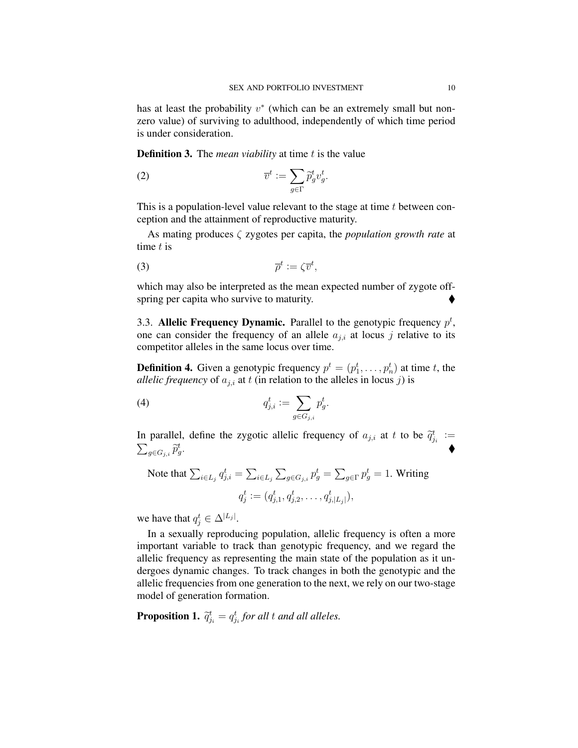has at least the probability $v^*$ (which can be an extremely small but non-zero value) of surviving to adulthood, independently of which time period is under consideration.

**Definition 3.** The *mean viability* at time $t$ is the value

$$\overline{v}^t := \sum_{g \in \Gamma} \widetilde{p}_g^t v_g^t. \tag{2}$$

This is a population-level value relevant to the stage at time $t$ between conception and the attainment of reproductive maturity.

As mating produces $\zeta$ zygotes per capita, the *population growth rate* at time $t$ is

$$\overline{\rho}^t := \zeta \overline{v}^t, \tag{3}$$

which may also be interpreted as the mean expected number of zygote offspring per capita who survive to maturity. ♦

### 3.3. Allelic Frequency Dynamic.

Parallel to the genotypic frequency $p^t$, one can consider the frequency of an allele $a_{j,i}$ at locus $j$ relative to its competitor alleles in the same locus over time.

**Definition 4.** Given a genotypic frequency $p^t = (p_1^t, \ldots, p_n^t)$ at time $t$, the *allelic frequency* of $a_{j,i}$ at $t$ (in relation to the alleles in locus $j$) is

$$q_{j,i}^t := \sum_{g \in G_{j,i}} p_g^t. \tag{4}$$

In parallel, define the zygotic allelic frequency of $a_{j,i}$ at $t$ to be $\widetilde{q}_{j_i}^t := \sum_{g \in G_{j,i}} \widetilde{p}_g^t$. ♦

Note that $\sum_{i \in L_j} q_{j,i}^t = \sum_{i \in L_j} \sum_{g \in G_{j,i}} p_g^t = \sum_{g \in \Gamma} p_g^t = 1$. Writing

$$q_j^t := (q_{j,1}^t, q_{j,2}^t, \ldots, q_{j,|L_j|}^t),$$

we have that $q_j^t \in \Delta^{|L_j|}$.

In a sexually reproducing population, allelic frequency is often a more important variable to track than genotypic frequency, and we regard the allelic frequency as representing the main state of the population as it undergoes dynamic changes. To track changes in both the genotypic and the allelic frequencies from one generation to the next, we rely on our two-stage model of generation formation.

**Proposition 1.** *$\widetilde{q}_{j_i}^t = q_{j_i}^t$ for all $t$ and all alleles.*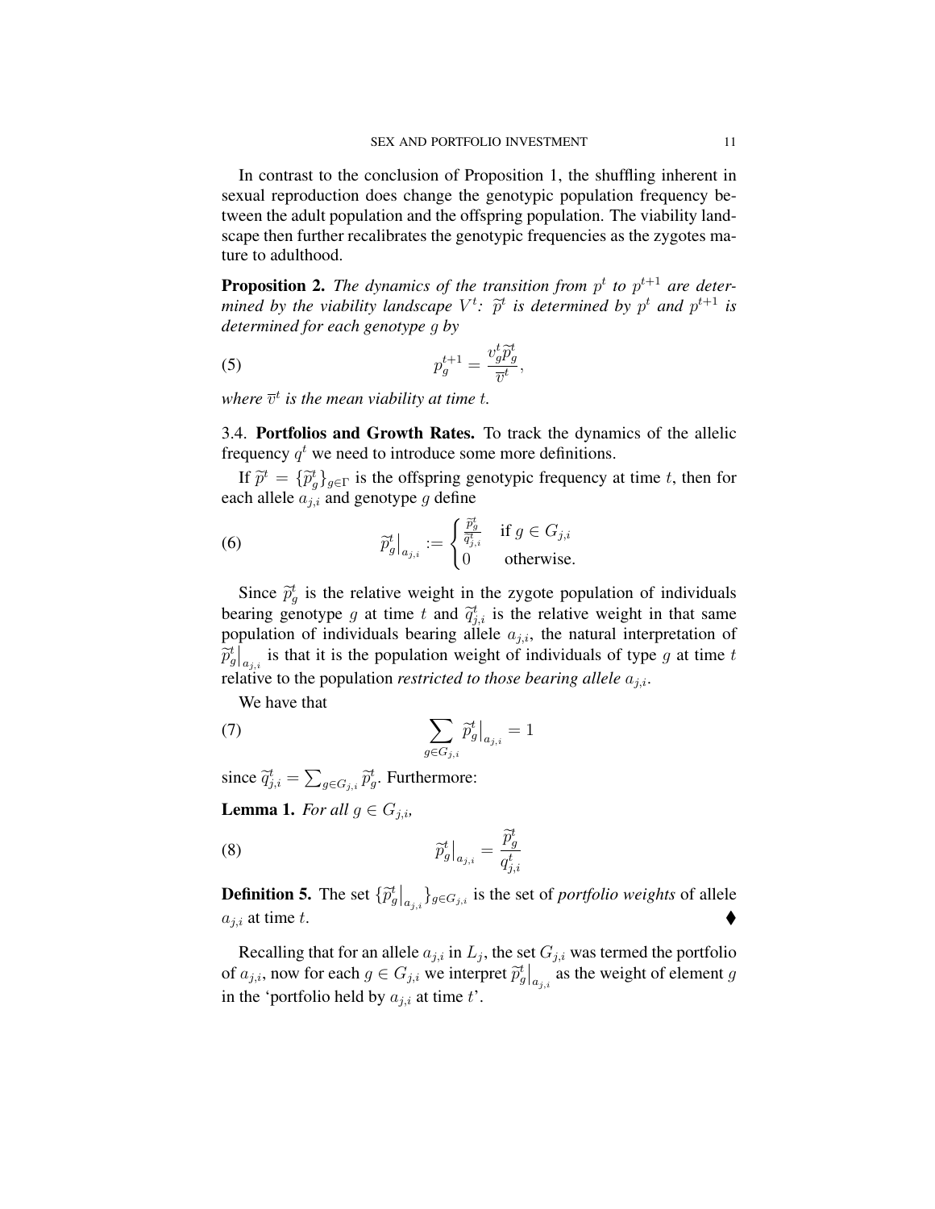In contrast to the conclusion of Proposition 1, the shuffling inherent in sexual reproduction does change the genotypic population frequency between the adult population and the offspring population. The viability landscape then further recalibrates the genotypic frequencies as the zygotes mature to adulthood.

**Proposition 2.** *The dynamics of the transition from $p^t$ to $p^{t+1}$ are determined by the viability landscape $V^t$: $\widetilde{p}^t$ is determined by $p^t$ and $p^{t+1}$ is determined for each genotype $g$ by*

$$p_g^{t+1} = \frac{v_g^t \widetilde{p}_g^t}{\overline{v}^t}, \tag{5}$$

*where $\overline{v}^t$ is the mean viability at time $t$.*

3.4. **Portfolios and Growth Rates.** To track the dynamics of the allelic frequency $q^t$ we need to introduce some more definitions.

If $\widetilde{p}^t = \{\widetilde{p}_g^t\}_{g\in\Gamma}$ is the offspring genotypic frequency at time $t$, then for each allele $a_{j,i}$ and genotype $g$ define

$$\widetilde{p}_g^t\big|_{a_{j,i}} := \begin{cases} \frac{\widetilde{p}_g^t}{\widetilde{q}_{j,i}^t} & \text{if } g \in G_{j,i} \\ 0 & \text{otherwise.} \end{cases} \tag{6}$$

Since $\widetilde{p}_g^t$ is the relative weight in the zygote population of individuals bearing genotype $g$ at time $t$ and $\widetilde{q}_{j,i}^t$ is the relative weight in that same population of individuals bearing allele $a_{j,i}$, the natural interpretation of $\widetilde{p}_g^t\big|_{a_{j,i}}$ is that it is the population weight of individuals of type $g$ at time $t$ relative to the population *restricted to those bearing allele $a_{j,i}$*.

We have that

$$\sum_{g\in G_{j,i}} \widetilde{p}_g^t\big|_{a_{j,i}} = 1 \tag{7}$$

since $\widetilde{q}_{j,i}^t = \sum_{g\in G_{j,i}} \widetilde{p}_g^t$. Furthermore:

**Lemma 1.** *For all $g \in G_{j,i}$,*

$$\widetilde{p}_g^t\big|_{a_{j,i}} = \frac{\widetilde{p}_g^t}{q_{j,i}^t} \tag{8}$$

**Definition 5.** The set $\{\widetilde{p}_g^t\big|_{a_{j,i}}\}_{g\in G_{j,i}}$ is the set of *portfolio weights* of allele $a_{j,i}$ at time $t$. ⧫

Recalling that for an allele $a_{j,i}$ in $L_j$, the set $G_{j,i}$ was termed the portfolio of $a_{j,i}$, now for each $g \in G_{j,i}$ we interpret $\widetilde{p}_g^t\big|_{a_{j,i}}$ as the weight of element $g$ in the 'portfolio held by $a_{j,i}$ at time $t$'.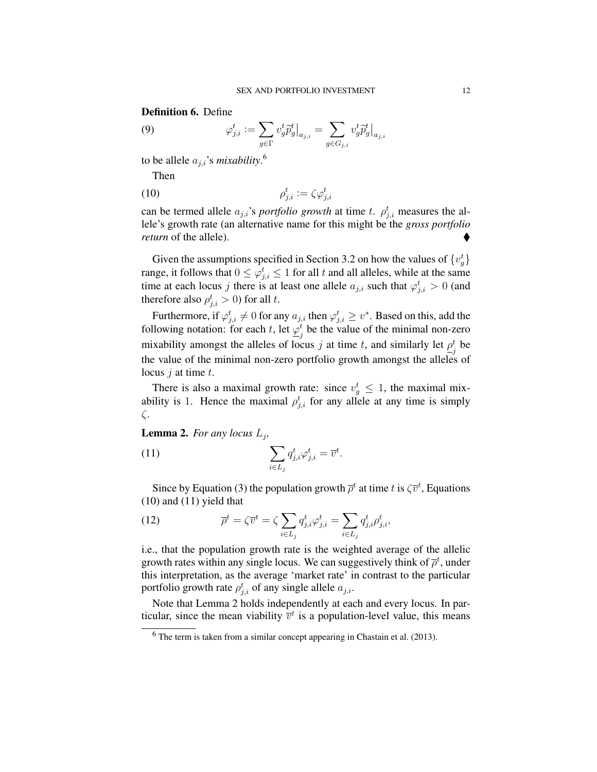**Definition 6.** Define

$$\varphi_{j,i}^t := \sum_{g \in \Gamma} v_g^t \widetilde{p}_g^t\big|_{a_{j,i}} = \sum_{g \in G_{j,i}} v_g^t \widetilde{p}_g^t\big|_{a_{j,i}} \tag{9}$$

to be allele $a_{j,i}$'s *mixability*.[6]

Then

$$\rho_{j,i}^t := \zeta \varphi_{j,i}^t \tag{10}$$

can be termed allele $a_{j,i}$'s *portfolio growth* at time $t$. $\rho_{j,i}^t$ measures the allele's growth rate (an alternative name for this might be the *gross portfolio return* of the allele). ⧫

Given the assumptions specified in Section 3.2 on how the values of $\{v_g^t\}$ range, it follows that $0 \leq \varphi_{j,i}^t \leq 1$ for all $t$ and all alleles, while at the same time at each locus $j$ there is at least one allele $a_{j,i}$ such that $\varphi_{j,i}^t > 0$ (and therefore also $\rho_{j,i}^t > 0$) for all $t$.

Furthermore, if $\varphi_{j,i}^t \neq 0$ for any $a_{j,i}$ then $\varphi_{j,i}^t \geq v^*$. Based on this, add the following notation: for each $t$, let $\underline{\varphi}_j^t$ be the value of the minimal non-zero mixability amongst the alleles of locus $j$ at time $t$, and similarly let $\underline{\rho}_j^t$ be the value of the minimal non-zero portfolio growth amongst the alleles of locus $j$ at time $t$.

There is also a maximal growth rate: since $v_g^t \leq 1$, the maximal mixability is 1. Hence the maximal $\rho_{j,i}^t$ for any allele at any time is simply $\zeta$.

**Lemma 2.** *For any locus $L_j$,*

$$\sum_{i \in L_j} q_{j,i}^t \varphi_{j,i}^t = \overline{v}^t. \tag{11}$$

Since by Equation (3) the population growth $\overline{\rho}^t$ at time $t$ is $\zeta \overline{v}^t$, Equations (10) and (11) yield that

$$\overline{\rho}^t = \zeta \overline{v}^t = \zeta \sum_{i \in L_j} q_{j,i}^t \varphi_{j,i}^t = \sum_{i \in L_j} q_{j,i}^t \rho_{j,i}^t, \tag{12}$$

i.e., that the population growth rate is the weighted average of the allelic growth rates within any single locus. We can suggestively think of $\overline{\rho}^t$, under this interpretation, as the average 'market rate' in contrast to the particular portfolio growth rate $\rho_{j,i}^t$ of any single allele $a_{j,i}$.

Note that Lemma 2 holds independently at each and every locus. In particular, since the mean viability $\overline{v}^t$ is a population-level value, this means

[6] The term is taken from a similar concept appearing in Chastain et al. (2013).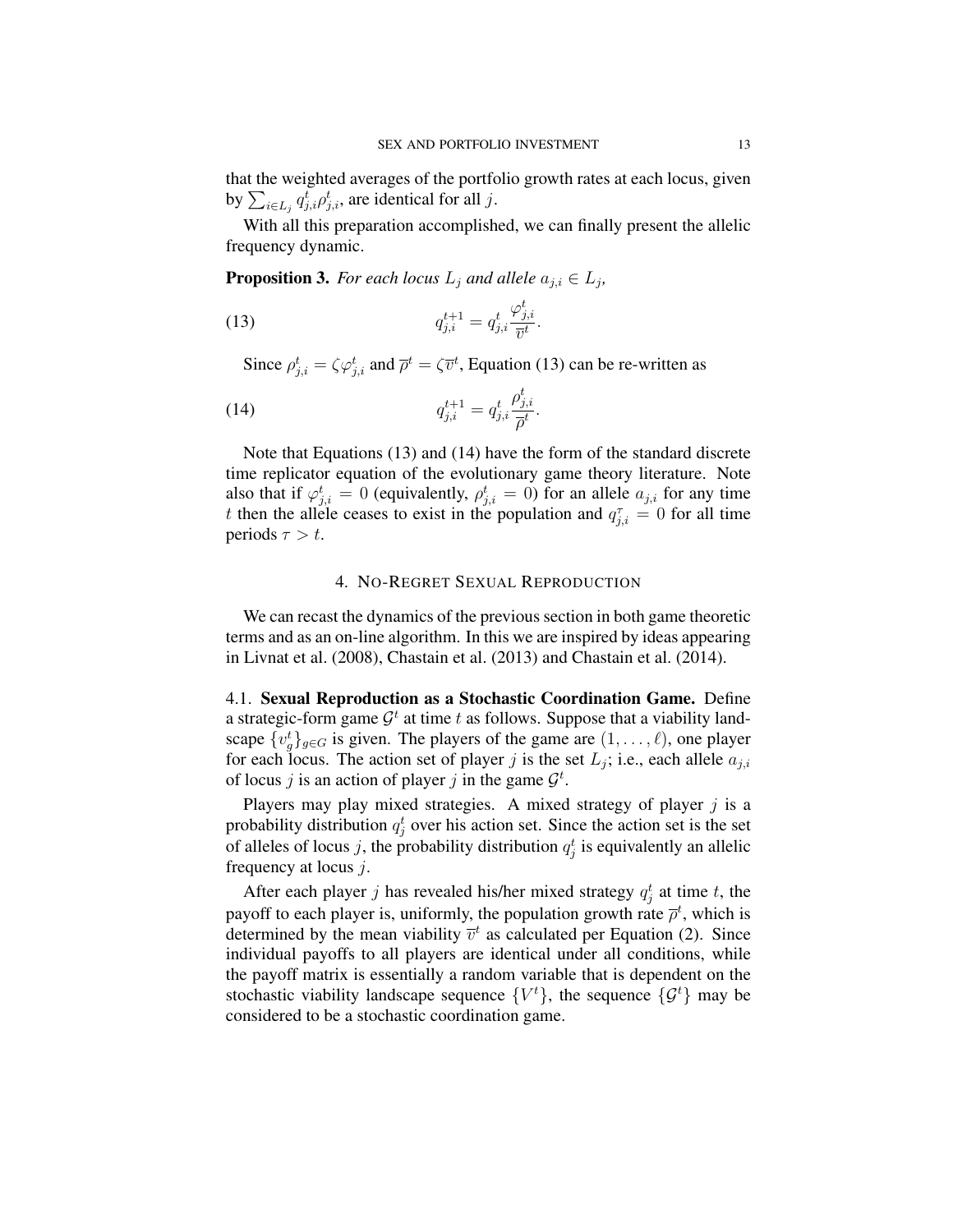that the weighted averages of the portfolio growth rates at each locus, given by $\sum_{i \in L_j} q^t_{j,i} \rho^t_{j,i}$, are identical for all $j$.

With all this preparation accomplished, we can finally present the allelic frequency dynamic.

**Proposition 3.** *For each locus $L_j$ and allele $a_{j,i} \in L_j$,*

$$q^{t+1}_{j,i} = q^t_{j,i} \frac{\varphi^t_{j,i}}{\overline{v}^t}. \tag{13}$$

Since $\rho^t_{j,i} = \zeta \varphi^t_{j,i}$ and $\overline{\rho}^t = \zeta \overline{v}^t$, Equation (13) can be re-written as

$$q^{t+1}_{j,i} = q^t_{j,i} \frac{\rho^t_{j,i}}{\overline{\rho}^t}. \tag{14}$$

Note that Equations (13) and (14) have the form of the standard discrete time replicator equation of the evolutionary game theory literature. Note also that if $\varphi^t_{j,i} = 0$ (equivalently, $\rho^t_{j,i} = 0$) for an allele $a_{j,i}$ for any time $t$ then the allele ceases to exist in the population and $q^\tau_{j,i} = 0$ for all time periods $\tau > t$.

## 4. No-Regret Sexual Reproduction

We can recast the dynamics of the previous section in both game theoretic terms and as an on-line algorithm. In this we are inspired by ideas appearing in Livnat et al. (2008), Chastain et al. (2013) and Chastain et al. (2014).

### 4.1. Sexual Reproduction as a Stochastic Coordination Game.

Define a strategic-form game $\mathcal{G}^t$ at time $t$ as follows. Suppose that a viability landscape $\{v^t_g\}_{g \in G}$ is given. The players of the game are $(1, \ldots, \ell)$, one player for each locus. The action set of player $j$ is the set $L_j$; i.e., each allele $a_{j,i}$ of locus $j$ is an action of player $j$ in the game $\mathcal{G}^t$.

Players may play mixed strategies. A mixed strategy of player $j$ is a probability distribution $q^t_j$ over his action set. Since the action set is the set of alleles of locus $j$, the probability distribution $q^t_j$ is equivalently an allelic frequency at locus $j$.

After each player $j$ has revealed his/her mixed strategy $q^t_j$ at time $t$, the payoff to each player is, uniformly, the population growth rate $\overline{\rho}^t$, which is determined by the mean viability $\overline{v}^t$ as calculated per Equation (2). Since individual payoffs to all players are identical under all conditions, while the payoff matrix is essentially a random variable that is dependent on the stochastic viability landscape sequence $\{V^t\}$, the sequence $\{\mathcal{G}^t\}$ may be considered to be a stochastic coordination game.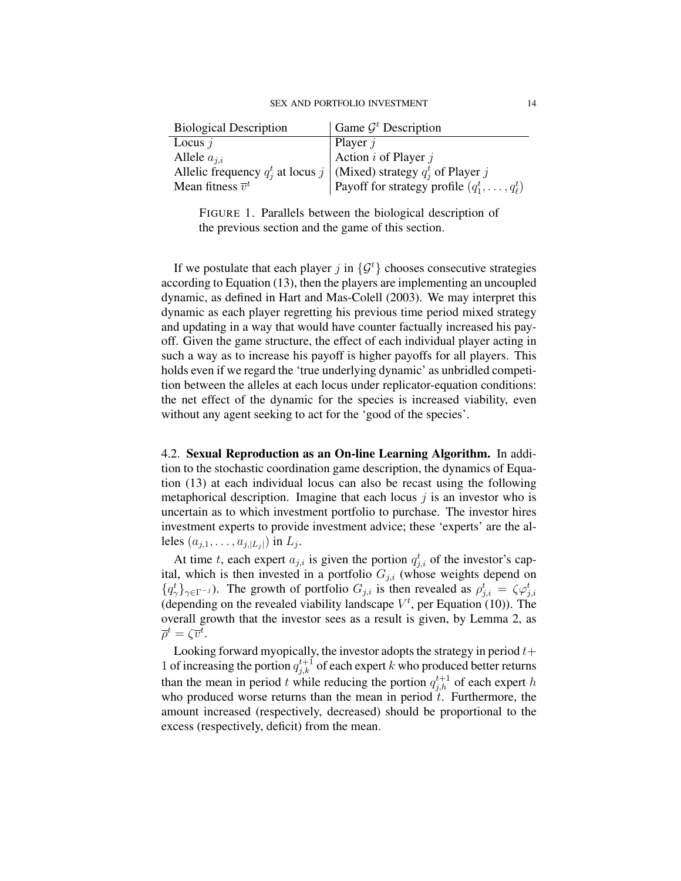| Biological Description | Game $\mathcal{G}^t$ Description |
|---|---|
| Locus $j$ | Player $j$ |
| Allele $a_{j,i}$ | Action $i$ of Player $j$ |
| Allelic frequency $q_j^t$ at locus $j$ | (Mixed) strategy $q_j^t$ of Player $j$ |
| Mean fitness $\overline{v}^t$ | Payoff for strategy profile $(q_1^t, \ldots, q_\ell^t)$ |

FIGURE 1. Parallels between the biological description of the previous section and the game of this section.

If we postulate that each player $j$ in $\{\mathcal{G}^t\}$ chooses consecutive strategies according to Equation (13), then the players are implementing an uncoupled dynamic, as defined in Hart and Mas-Colell (2003). We may interpret this dynamic as each player regretting his previous time period mixed strategy and updating in a way that would have counter factually increased his payoff. Given the game structure, the effect of each individual player acting in such a way as to increase his payoff is higher payoffs for all players. This holds even if we regard the 'true underlying dynamic' as unbridled competition between the alleles at each locus under replicator-equation conditions: the net effect of the dynamic for the species is increased viability, even without any agent seeking to act for the 'good of the species'.

### 4.2. Sexual Reproduction as an On-line Learning Algorithm.

In addition to the stochastic coordination game description, the dynamics of Equation (13) at each individual locus can also be recast using the following metaphorical description. Imagine that each locus $j$ is an investor who is uncertain as to which investment portfolio to purchase. The investor hires investment experts to provide investment advice; these 'experts' are the alleles $(a_{j,1}, \ldots, a_{j,|L_j|})$ in $L_j$.

At time $t$, each expert $a_{j,i}$ is given the portion $q_{j,i}^t$ of the investor's capital, which is then invested in a portfolio $G_{j,i}$ (whose weights depend on $\{q_\gamma^t\}_{\gamma \in \Gamma^{-j}}$). The growth of portfolio $G_{j,i}$ is then revealed as $\rho_{j,i}^t = \zeta \varphi_{j,i}^t$ (depending on the revealed viability landscape $V^t$, per Equation (10)). The overall growth that the investor sees as a result is given, by Lemma 2, as $\overline{\rho}^t = \zeta \overline{v}^t$.

Looking forward myopically, the investor adopts the strategy in period $t+1$ of increasing the portion $q_{j,k}^{t+1}$ of each expert $k$ who produced better returns than the mean in period $t$ while reducing the portion $q_{j,h}^{t+1}$ of each expert $h$ who produced worse returns than the mean in period $t$. Furthermore, the amount increased (respectively, decreased) should be proportional to the excess (respectively, deficit) from the mean.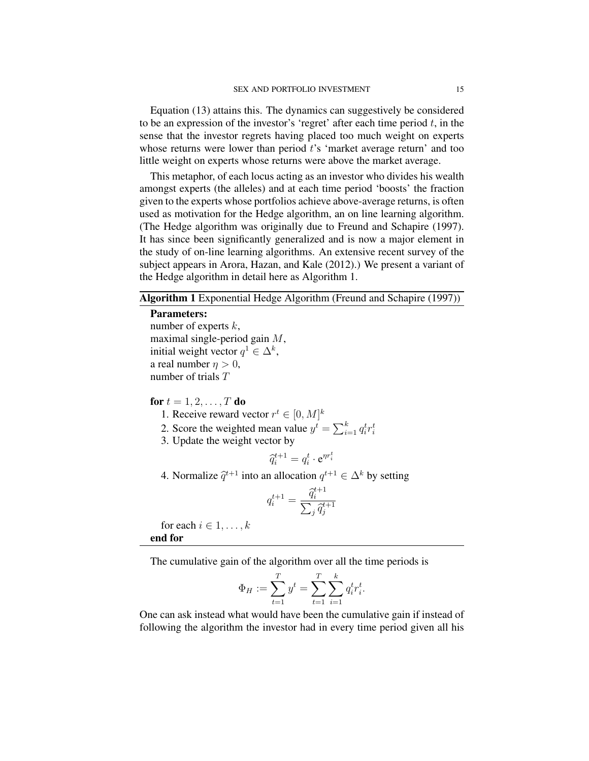Equation (13) attains this. The dynamics can suggestively be considered to be an expression of the investor's 'regret' after each time period $t$, in the sense that the investor regrets having placed too much weight on experts whose returns were lower than period $t$'s 'market average return' and too little weight on experts whose returns were above the market average.

This metaphor, of each locus acting as an investor who divides his wealth amongst experts (the alleles) and at each time period 'boosts' the fraction given to the experts whose portfolios achieve above-average returns, is often used as motivation for the Hedge algorithm, an on line learning algorithm. (The Hedge algorithm was originally due to Freund and Schapire (1997). It has since been significantly generalized and is now a major element in the study of on-line learning algorithms. An extensive recent survey of the subject appears in Arora, Hazan, and Kale (2012).) We present a variant of the Hedge algorithm in detail here as Algorithm 1.

**Algorithm 1** Exponential Hedge Algorithm (Freund and Schapire (1997))

**Parameters:**
number of experts $k$,
maximal single-period gain $M$,
initial weight vector $q^1 \in \Delta^k$,
a real number $\eta > 0$,
number of trials $T$

**for** $t = 1, 2, \ldots, T$ **do**

1. Receive reward vector $r^t \in [0, M]^k$
2. Score the weighted mean value $y^t = \sum_{i=1}^k q_i^t r_i^t$
3. Update the weight vector by

$$\widehat{q}_i^{t+1} = q_i^t \cdot \mathrm{e}^{\eta r_i^t}$$

4. Normalize $\widehat{q}^{t+1}$ into an allocation $q^{t+1} \in \Delta^k$ by setting

$$q_i^{t+1} = \frac{\widehat{q}_i^{t+1}}{\sum_j \widehat{q}_j^{t+1}}$$

for each $i \in 1, \ldots, k$

**end for**

The cumulative gain of the algorithm over all the time periods is

$$\Phi_H := \sum_{t=1}^T y^t = \sum_{t=1}^T \sum_{i=1}^k q_i^t r_i^t.$$

One can ask instead what would have been the cumulative gain if instead of following the algorithm the investor had in every time period given all his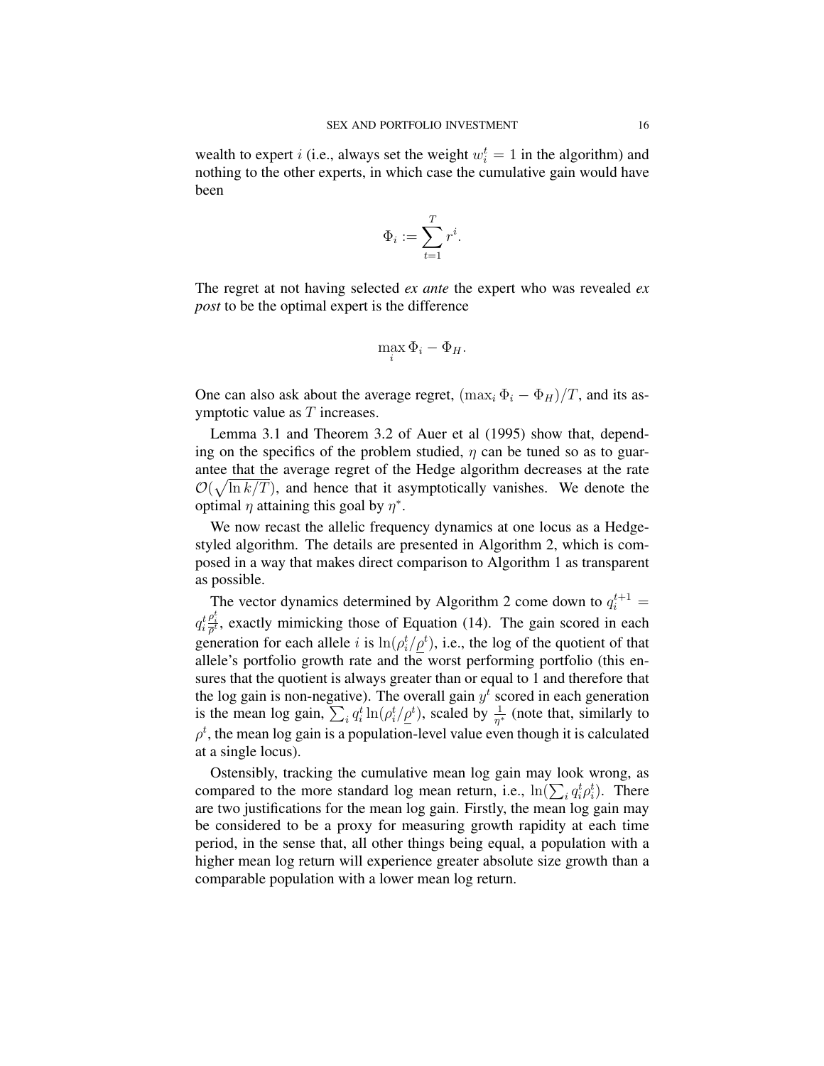wealth to expert $i$ (i.e., always set the weight $w_i^t = 1$ in the algorithm) and nothing to the other experts, in which case the cumulative gain would have been

$$\Phi_i := \sum_{t=1}^{T} r^i.$$

The regret at not having selected *ex ante* the expert who was revealed *ex post* to be the optimal expert is the difference

$$\max_i \Phi_i - \Phi_H.$$

One can also ask about the average regret, $(\max_i \Phi_i - \Phi_H)/T$, and its asymptotic value as $T$ increases.

Lemma 3.1 and Theorem 3.2 of Auer et al (1995) show that, depending on the specifics of the problem studied, $\eta$ can be tuned so as to guarantee that the average regret of the Hedge algorithm decreases at the rate $\mathcal{O}(\sqrt{\ln k/T})$, and hence that it asymptotically vanishes. We denote the optimal $\eta$ attaining this goal by $\eta^*$.

We now recast the allelic frequency dynamics at one locus as a Hedge-styled algorithm. The details are presented in Algorithm 2, which is composed in a way that makes direct comparison to Algorithm 1 as transparent as possible.

The vector dynamics determined by Algorithm 2 come down to $q_i^{t+1} = q_i^t \frac{\rho_i^t}{\overline{\rho}^t}$, exactly mimicking those of Equation (14). The gain scored in each generation for each allele $i$ is $\ln(\rho_i^t/\underline{\rho}^t)$, i.e., the log of the quotient of that allele's portfolio growth rate and the worst performing portfolio (this ensures that the quotient is always greater than or equal to 1 and therefore that the log gain is non-negative). The overall gain $y^t$ scored in each generation is the mean log gain, $\sum_i q_i^t \ln(\rho_i^t/\underline{\rho}^t)$, scaled by $\frac{1}{\eta^*}$ (note that, similarly to $\rho^t$, the mean log gain is a population-level value even though it is calculated at a single locus).

Ostensibly, tracking the cumulative mean log gain may look wrong, as compared to the more standard log mean return, i.e., $\ln(\sum_i q_i^t \rho_i^t)$. There are two justifications for the mean log gain. Firstly, the mean log gain may be considered to be a proxy for measuring growth rapidity at each time period, in the sense that, all other things being equal, a population with a higher mean log return will experience greater absolute size growth than a comparable population with a lower mean log return.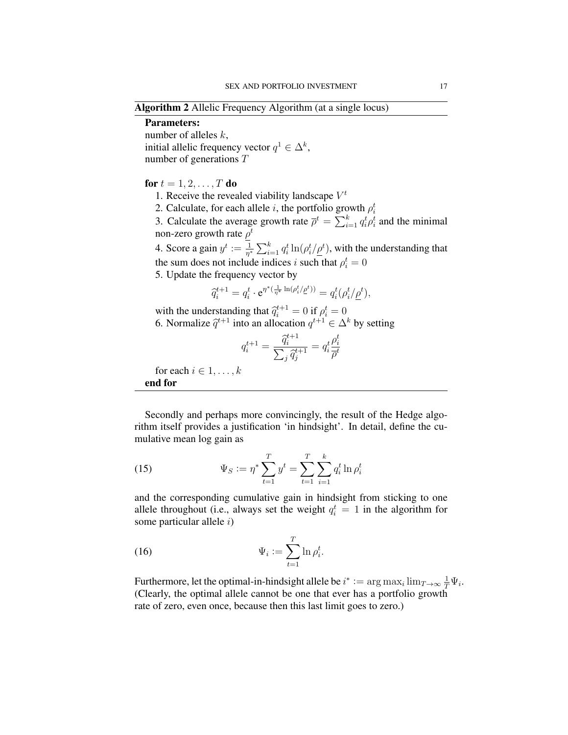**Algorithm 2** Allelic Frequency Algorithm (at a single locus)

**Parameters:**
number of alleles $k$,
initial allelic frequency vector $q^1 \in \Delta^k$,
number of generations $T$

**for** $t = 1, 2, \ldots, T$ **do**

1. Receive the revealed viability landscape $V^t$
2. Calculate, for each allele $i$, the portfolio growth $\rho_i^t$
3. Calculate the average growth rate $\overline{\rho}^t = \sum_{i=1}^k q_i^t \rho_i^t$ and the minimal non-zero growth rate $\underline{\rho}^t$
4. Score a gain $y^t := \frac{1}{\eta^*} \sum_{i=1}^k q_i^t \ln(\rho_i^t / \underline{\rho}^t)$, with the understanding that the sum does not include indices $i$ such that $\rho_i^t = 0$
5. Update the frequency vector by

$$\widehat{q}_i^{t+1} = q_i^t \cdot \mathrm{e}^{\eta^*(\frac{1}{\eta^*} \ln(\rho_i^t / \underline{\rho}^t))} = q_i^t (\rho_i^t / \underline{\rho}^t),$$

with the understanding that $\widehat{q}_i^{t+1} = 0$ if $\rho_i^t = 0$

6. Normalize $\widehat{q}^{t+1}$ into an allocation $q^{t+1} \in \Delta^k$ by setting

$$q_i^{t+1} = \frac{\widehat{q}_i^{t+1}}{\sum_j \widehat{q}_j^{t+1}} = q_i^t \frac{\rho_i^t}{\overline{\rho}^t}$$

for each $i \in 1, \ldots, k$

**end for**

Secondly and perhaps more convincingly, the result of the Hedge algorithm itself provides a justification 'in hindsight'. In detail, define the cumulative mean log gain as

$$\Psi_S := \eta^* \sum_{t=1}^T y^t = \sum_{t=1}^T \sum_{i=1}^k q_i^t \ln \rho_i^t \tag{15}$$

and the corresponding cumulative gain in hindsight from sticking to one allele throughout (i.e., always set the weight $q_i^t = 1$ in the algorithm for some particular allele $i$)

$$\Psi_i := \sum_{t=1}^T \ln \rho_i^t. \tag{16}$$

Furthermore, let the optimal-in-hindsight allele be $i^* := \arg\max_i \lim_{T \to \infty} \frac{1}{T} \Psi_i$. (Clearly, the optimal allele cannot be one that ever has a portfolio growth rate of zero, even once, because then this last limit goes to zero.)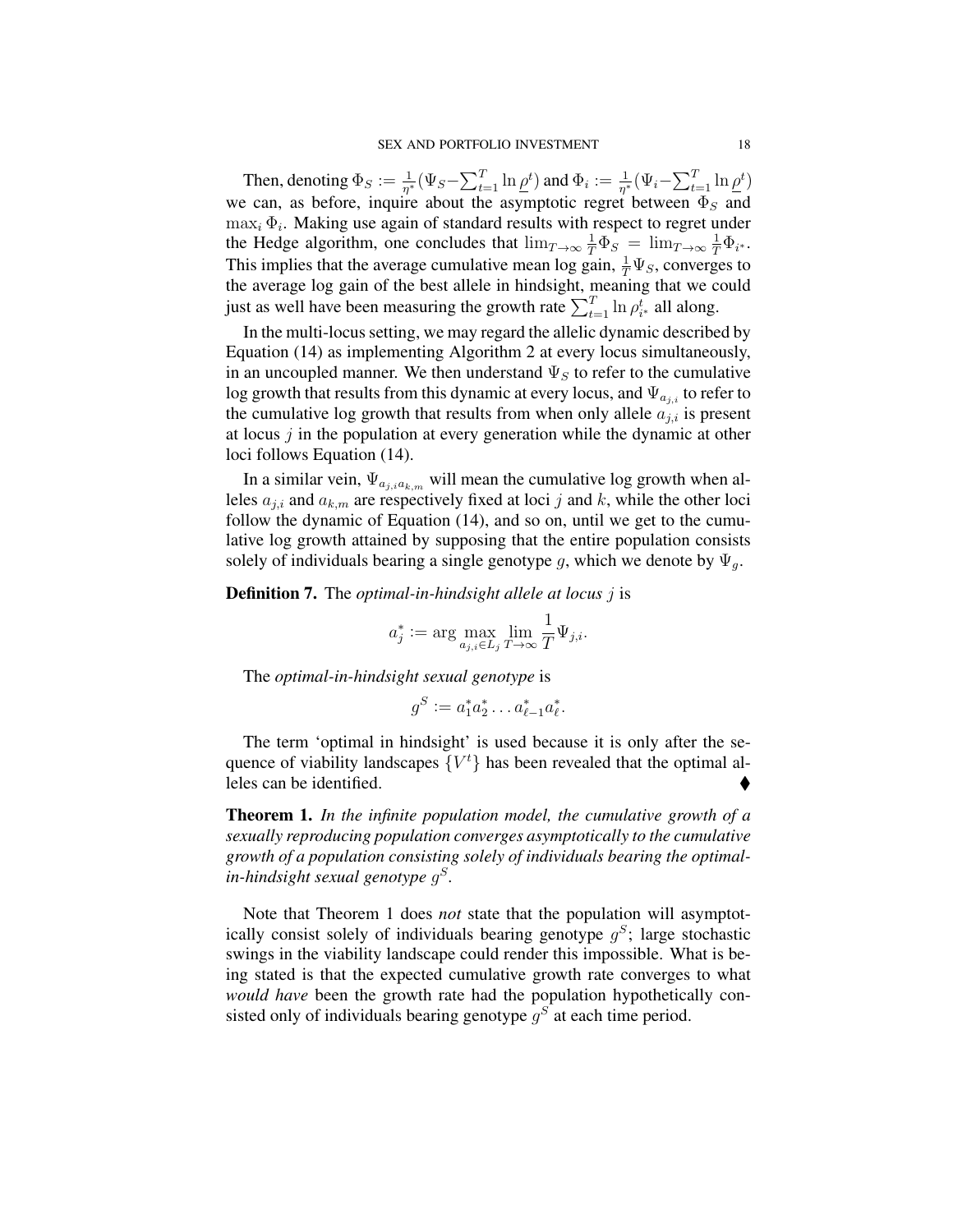Then, denoting $\Phi_S := \frac{1}{\eta^*}(\Psi_S - \sum_{t=1}^{T} \ln \underline{\rho}^t)$ and $\Phi_i := \frac{1}{\eta^*}(\Psi_i - \sum_{t=1}^{T} \ln \underline{\rho}^t)$ we can, as before, inquire about the asymptotic regret between $\Phi_S$ and $\max_i \Phi_i$. Making use again of standard results with respect to regret under the Hedge algorithm, one concludes that $\lim_{T\to\infty} \frac{1}{T}\Phi_S = \lim_{T\to\infty} \frac{1}{T}\Phi_{i^*}$. This implies that the average cumulative mean log gain, $\frac{1}{T}\Psi_S$, converges to the average log gain of the best allele in hindsight, meaning that we could just as well have been measuring the growth rate $\sum_{t=1}^{T} \ln \rho_{i^*}^t$ all along.

In the multi-locus setting, we may regard the allelic dynamic described by Equation (14) as implementing Algorithm 2 at every locus simultaneously, in an uncoupled manner. We then understand $\Psi_S$ to refer to the cumulative log growth that results from this dynamic at every locus, and $\Psi_{a_{j,i}}$ to refer to the cumulative log growth that results from when only allele $a_{j,i}$ is present at locus $j$ in the population at every generation while the dynamic at other loci follows Equation (14).

In a similar vein, $\Psi_{a_{j,i}a_{k,m}}$ will mean the cumulative log growth when alleles $a_{j,i}$ and $a_{k,m}$ are respectively fixed at loci $j$ and $k$, while the other loci follow the dynamic of Equation (14), and so on, until we get to the cumulative log growth attained by supposing that the entire population consists solely of individuals bearing a single genotype $g$, which we denote by $\Psi_g$.

**Definition 7.** The *optimal-in-hindsight allele at locus* $j$ is

$$a_j^* := \arg \max_{a_{j,i} \in L_j} \lim_{T\to\infty} \frac{1}{T} \Psi_{j,i}.$$

The *optimal-in-hindsight sexual genotype* is

$$g^S := a_1^* a_2^* \dots a_{\ell-1}^* a_\ell^*.$$

The term 'optimal in hindsight' is used because it is only after the sequence of viability landscapes $\{V^t\}$ has been revealed that the optimal alleles can be identified. ◆

**Theorem 1.** *In the infinite population model, the cumulative growth of a sexually reproducing population converges asymptotically to the cumulative growth of a population consisting solely of individuals bearing the optimal-in-hindsight sexual genotype* $g^S$.

Note that Theorem 1 does *not* state that the population will asymptotically consist solely of individuals bearing genotype $g^S$; large stochastic swings in the viability landscape could render this impossible. What is being stated is that the expected cumulative growth rate converges to what *would have* been the growth rate had the population hypothetically consisted only of individuals bearing genotype $g^S$ at each time period.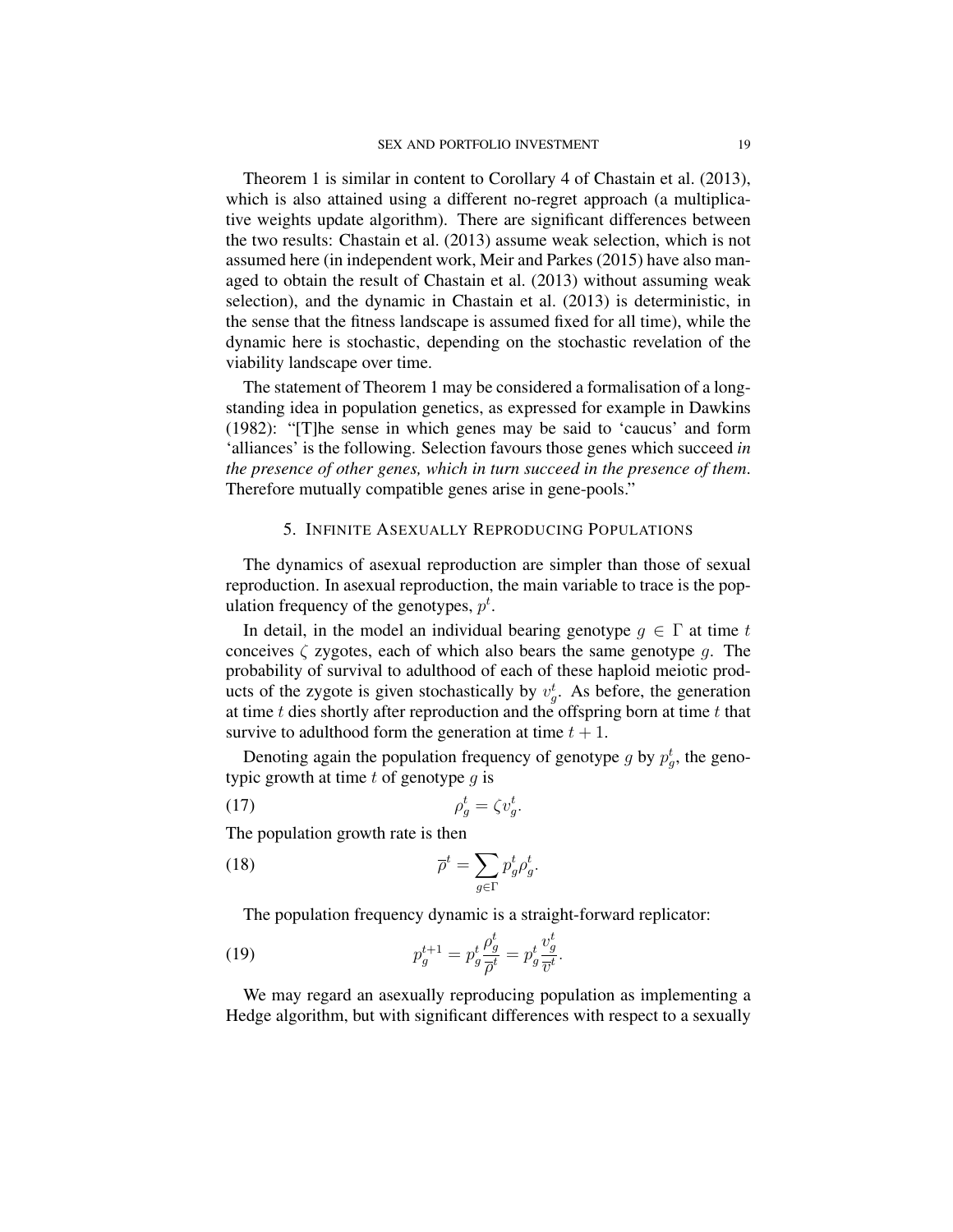Theorem 1 is similar in content to Corollary 4 of Chastain et al. (2013), which is also attained using a different no-regret approach (a multiplicative weights update algorithm). There are significant differences between the two results: Chastain et al. (2013) assume weak selection, which is not assumed here (in independent work, Meir and Parkes (2015) have also managed to obtain the result of Chastain et al. (2013) without assuming weak selection), and the dynamic in Chastain et al. (2013) is deterministic, in the sense that the fitness landscape is assumed fixed for all time), while the dynamic here is stochastic, depending on the stochastic revelation of the viability landscape over time.

The statement of Theorem 1 may be considered a formalisation of a long-standing idea in population genetics, as expressed for example in Dawkins (1982): "[T]he sense in which genes may be said to 'caucus' and form 'alliances' is the following. Selection favours those genes which succeed *in the presence of other genes, which in turn succeed in the presence of them*. Therefore mutually compatible genes arise in gene-pools."

## 5. Infinite Asexually Reproducing Populations

The dynamics of asexual reproduction are simpler than those of sexual reproduction. In asexual reproduction, the main variable to trace is the population frequency of the genotypes, $p^t$.

In detail, in the model an individual bearing genotype $g \in \Gamma$ at time $t$ conceives $\zeta$ zygotes, each of which also bears the same genotype $g$. The probability of survival to adulthood of each of these haploid meiotic products of the zygote is given stochastically by $v_g^t$. As before, the generation at time $t$ dies shortly after reproduction and the offspring born at time $t$ that survive to adulthood form the generation at time $t+1$.

Denoting again the population frequency of genotype $g$ by $p_g^t$, the genotypic growth at time $t$ of genotype $g$ is

$$\rho_g^t = \zeta v_g^t. \tag{17}$$

The population growth rate is then

$$\overline{\rho}^t = \sum_{g \in \Gamma} p_g^t \rho_g^t. \tag{18}$$

The population frequency dynamic is a straight-forward replicator:

$$p_g^{t+1} = p_g^t \frac{\rho_g^t}{\overline{\rho}^t} = p_g^t \frac{v_g^t}{\overline{v}^t}. \tag{19}$$

We may regard an asexually reproducing population as implementing a Hedge algorithm, but with significant differences with respect to a sexually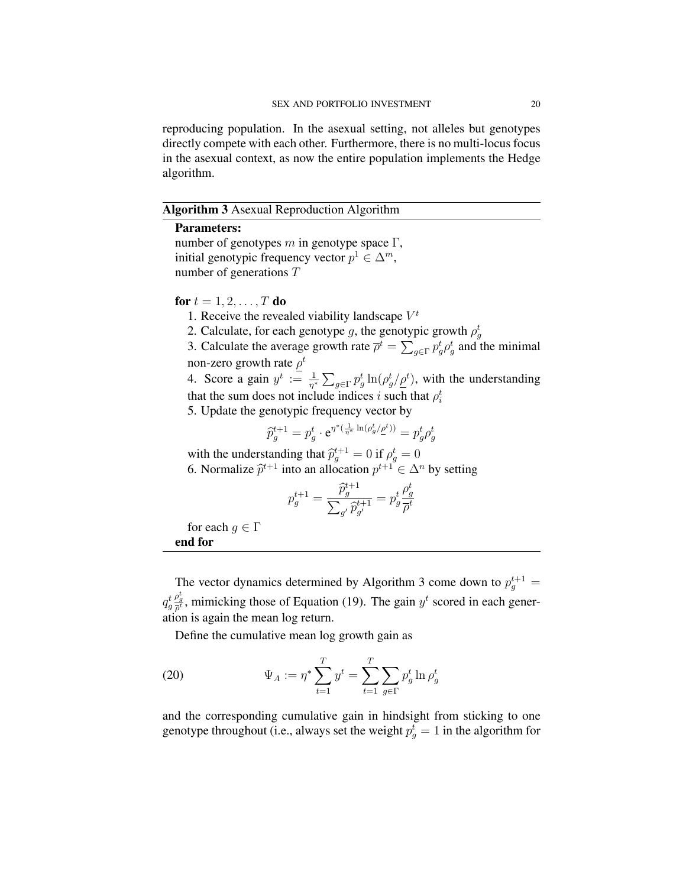reproducing population. In the asexual setting, not alleles but genotypes directly compete with each other. Furthermore, there is no multi-locus focus in the asexual context, as now the entire population implements the Hedge algorithm.

---

**Algorithm 3** Asexual Reproduction Algorithm

---

**Parameters:**

number of genotypes $m$ in genotype space $\Gamma$,
initial genotypic frequency vector $p^1 \in \Delta^m$,
number of generations $T$

**for** $t = 1, 2, \ldots, T$ **do**

1. Receive the revealed viability landscape $V^t$
2. Calculate, for each genotype $g$, the genotypic growth $\rho_g^t$
3. Calculate the average growth rate $\overline{\rho}^t = \sum_{g \in \Gamma} p_g^t \rho_g^t$ and the minimal non-zero growth rate $\underline{\rho}^t$
4. Score a gain $y^t := \frac{1}{\eta^*} \sum_{g \in \Gamma} p_g^t \ln(\rho_g^t / \underline{\rho}^t)$, with the understanding that the sum does not include indices $i$ such that $\rho_i^t$
5. Update the genotypic frequency vector by

$$\widehat{p}_g^{t+1} = p_g^t \cdot \mathrm{e}^{\eta^* (\frac{1}{\eta^*} \ln(\rho_g^t / \underline{\rho}^t))} = p_g^t \rho_g^t$$

with the understanding that $\widehat{p}_g^{t+1} = 0$ if $\rho_g^t = 0$

6. Normalize $\widehat{p}^{t+1}$ into an allocation $p^{t+1} \in \Delta^n$ by setting

$$p_g^{t+1} = \frac{\widehat{p}_g^{t+1}}{\sum_{g'} \widehat{p}_{g'}^{t+1}} = p_g^t \frac{\rho_g^t}{\overline{\rho}^t}$$

for each $g \in \Gamma$

**end for**

---

The vector dynamics determined by Algorithm 3 come down to $p_g^{t+1} = q_g^t \frac{\rho_g^t}{\overline{\rho}^t}$, mimicking those of Equation (19). The gain $y^t$ scored in each generation is again the mean log return.

Define the cumulative mean log growth gain as

$$\Psi_A := \eta^* \sum_{t=1}^{T} y^t = \sum_{t=1}^{T} \sum_{g \in \Gamma} p_g^t \ln \rho_g^t \tag{20}$$

and the corresponding cumulative gain in hindsight from sticking to one genotype throughout (i.e., always set the weight $p_g^t = 1$ in the algorithm for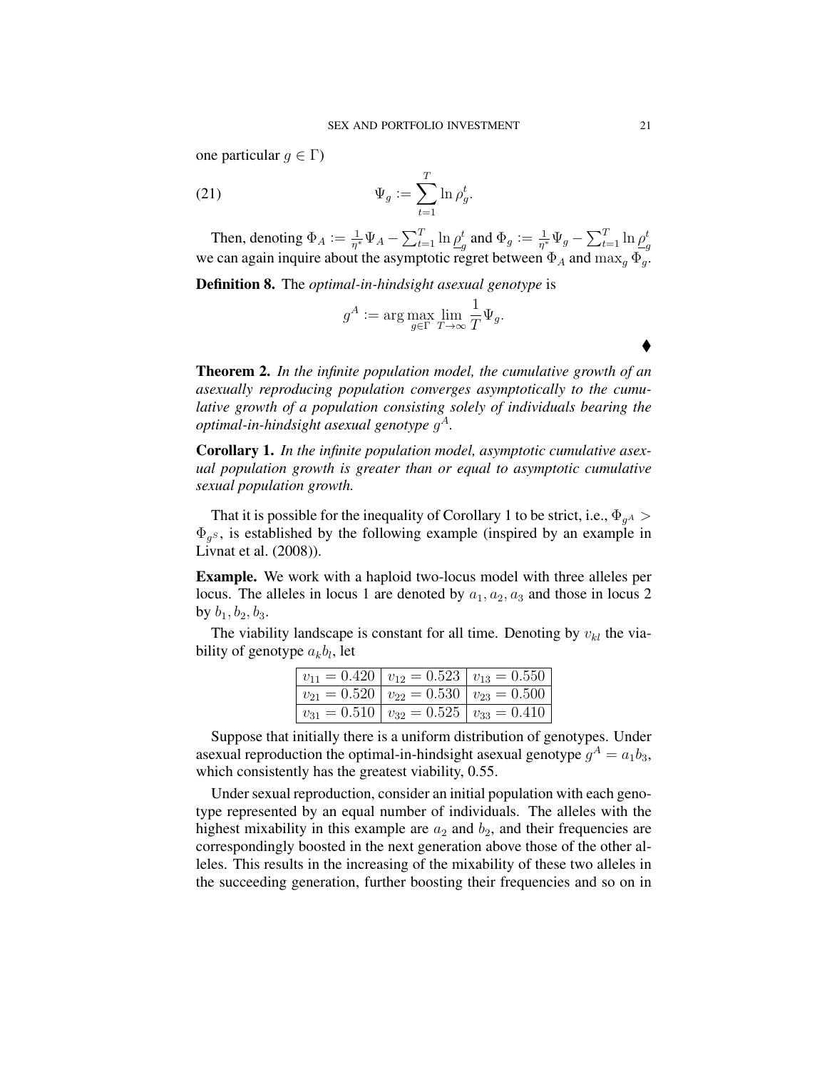one particular $g \in \Gamma$)

$$\Psi_g := \sum_{t=1}^{T} \ln \rho_g^t. \tag{21}$$

Then, denoting $\Phi_A := \frac{1}{\eta^*}\Psi_A - \sum_{t=1}^{T} \ln \underline{\rho}_g^t$ and $\Phi_g := \frac{1}{\eta^*}\Psi_g - \sum_{t=1}^{T} \ln \underline{\rho}_g^t$ we can again inquire about the asymptotic regret between $\Phi_A$ and $\max_g \Phi_g$.

**Definition 8.** The *optimal-in-hindsight asexual genotype* is

$$g^A := \arg\max_{g \in \Gamma} \lim_{T \to \infty} \frac{1}{T} \Psi_g.$$

♦

**Theorem 2.** *In the infinite population model, the cumulative growth of an asexually reproducing population converges asymptotically to the cumulative growth of a population consisting solely of individuals bearing the optimal-in-hindsight asexual genotype $g^A$.*

**Corollary 1.** *In the infinite population model, asymptotic cumulative asexual population growth is greater than or equal to asymptotic cumulative sexual population growth.*

That it is possible for the inequality of Corollary 1 to be strict, i.e., $\Phi_{g^A} > \Phi_{g^S}$, is established by the following example (inspired by an example in Livnat et al. (2008)).

**Example.** We work with a haploid two-locus model with three alleles per locus. The alleles in locus 1 are denoted by $a_1, a_2, a_3$ and those in locus 2 by $b_1, b_2, b_3$.

The viability landscape is constant for all time. Denoting by $v_{kl}$ the viability of genotype $a_k b_l$, let

| | | |
|---|---|---|
| $v_{11} = 0.420$ | $v_{12} = 0.523$ | $v_{13} = 0.550$ |
| $v_{21} = 0.520$ | $v_{22} = 0.530$ | $v_{23} = 0.500$ |
| $v_{31} = 0.510$ | $v_{32} = 0.525$ | $v_{33} = 0.410$ |

Suppose that initially there is a uniform distribution of genotypes. Under asexual reproduction the optimal-in-hindsight asexual genotype $g^A = a_1 b_3$, which consistently has the greatest viability, 0.55.

Under sexual reproduction, consider an initial population with each genotype represented by an equal number of individuals. The alleles with the highest mixability in this example are $a_2$ and $b_2$, and their frequencies are correspondingly boosted in the next generation above those of the other alleles. This results in the increasing of the mixability of these two alleles in the succeeding generation, further boosting their frequencies and so on in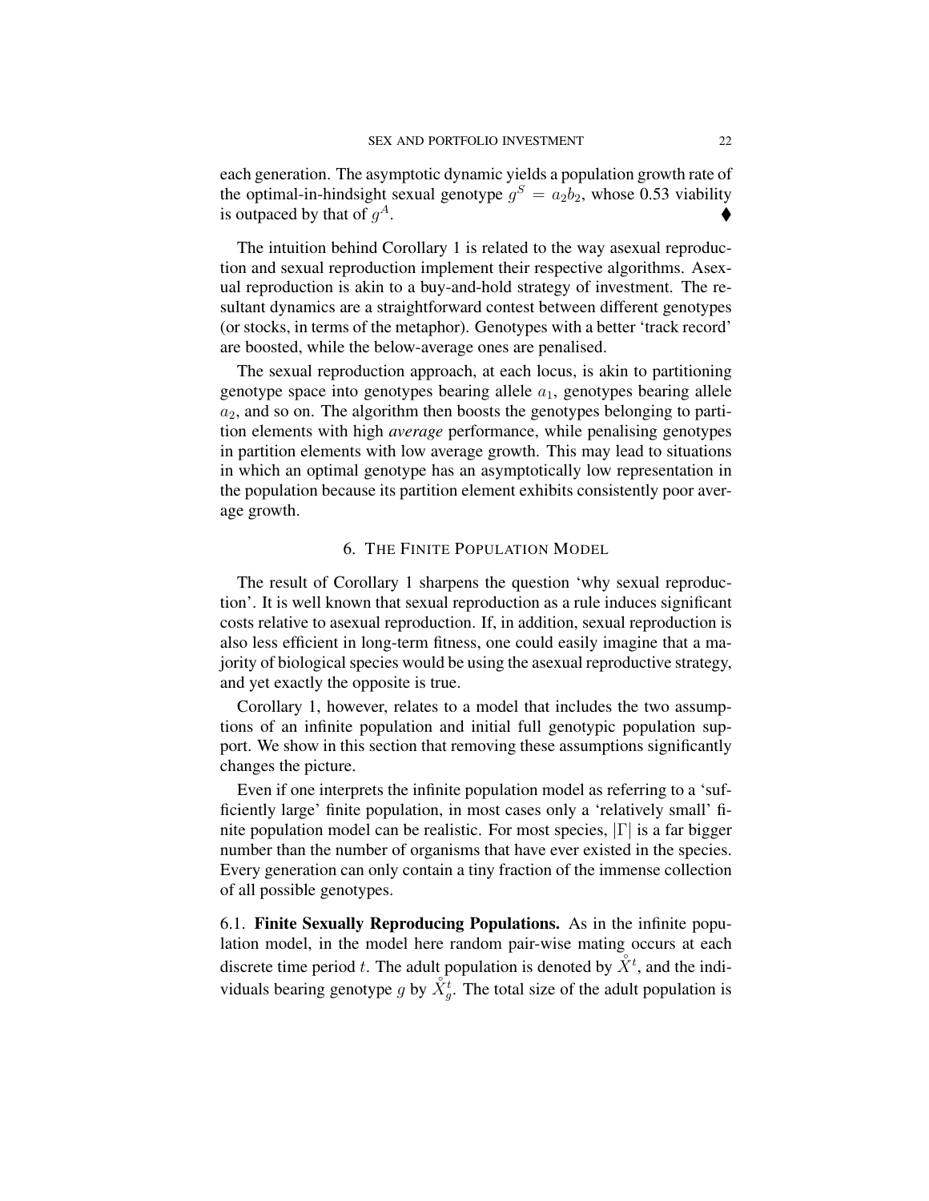each generation. The asymptotic dynamic yields a population growth rate of the optimal-in-hindsight sexual genotype $g^S = a_2 b_2$, whose 0.53 viability is outpaced by that of $g^A$. ♦

The intuition behind Corollary 1 is related to the way asexual reproduction and sexual reproduction implement their respective algorithms. Asexual reproduction is akin to a buy-and-hold strategy of investment. The resultant dynamics are a straightforward contest between different genotypes (or stocks, in terms of the metaphor). Genotypes with a better 'track record' are boosted, while the below-average ones are penalised.

The sexual reproduction approach, at each locus, is akin to partitioning genotype space into genotypes bearing allele $a_1$, genotypes bearing allele $a_2$, and so on. The algorithm then boosts the genotypes belonging to partition elements with high *average* performance, while penalising genotypes in partition elements with low average growth. This may lead to situations in which an optimal genotype has an asymptotically low representation in the population because its partition element exhibits consistently poor average growth.

## 6. The Finite Population Model

The result of Corollary 1 sharpens the question 'why sexual reproduction'. It is well known that sexual reproduction as a rule induces significant costs relative to asexual reproduction. If, in addition, sexual reproduction is also less efficient in long-term fitness, one could easily imagine that a majority of biological species would be using the asexual reproductive strategy, and yet exactly the opposite is true.

Corollary 1, however, relates to a model that includes the two assumptions of an infinite population and initial full genotypic population support. We show in this section that removing these assumptions significantly changes the picture.

Even if one interprets the infinite population model as referring to a 'sufficiently large' finite population, in most cases only a 'relatively small' finite population model can be realistic. For most species, $|\Gamma|$ is a far bigger number than the number of organisms that have ever existed in the species. Every generation can only contain a tiny fraction of the immense collection of all possible genotypes.

### 6.1. Finite Sexually Reproducing Populations.

As in the infinite population model, in the model here random pair-wise mating occurs at each discrete time period $t$. The adult population is denoted by $\mathring{X}^t$, and the individuals bearing genotype $g$ by $\mathring{X}^t_g$. The total size of the adult population is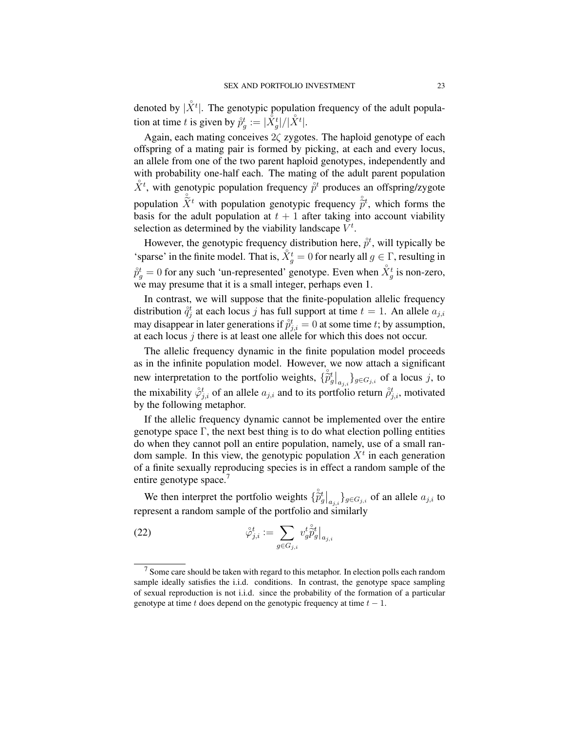denoted by $|\mathring{X}^t|$. The genotypic population frequency of the adult population at time $t$ is given by $\mathring{p}^t_g := |\mathring{X}^t_g|/|\mathring{X}^t|$.

Again, each mating conceives $2\zeta$ zygotes. The haploid genotype of each offspring of a mating pair is formed by picking, at each and every locus, an allele from one of the two parent haploid genotypes, independently and with probability one-half each. The mating of the adult parent population $\mathring{X}^t$, with genotypic population frequency $\mathring{p}^t$ produces an offspring/zygote population $\mathring{\widetilde{X}}^t$ with population genotypic frequency $\mathring{\widetilde{p}}^t$, which forms the basis for the adult population at $t+1$ after taking into account viability selection as determined by the viability landscape $V^t$.

However, the genotypic frequency distribution here, $\mathring{p}^t$, will typically be 'sparse' in the finite model. That is, $\mathring{X}^t_g = 0$ for nearly all $g \in \Gamma$, resulting in $\mathring{p}^t_g = 0$ for any such 'un-represented' genotype. Even when $\mathring{X}^t_g$ is non-zero, we may presume that it is a small integer, perhaps even 1.

In contrast, we will suppose that the finite-population allelic frequency distribution $\mathring{q}^t_j$ at each locus $j$ has full support at time $t = 1$. An allele $a_{j,i}$ may disappear in later generations if $\mathring{p}^t_{j,i} = 0$ at some time $t$; by assumption, at each locus $j$ there is at least one allele for which this does not occur.

The allelic frequency dynamic in the finite population model proceeds as in the infinite population model. However, we now attach a significant new interpretation to the portfolio weights, $\{\mathring{\widetilde{p}}^t_g\big|_{a_{j,i}}\}_{g \in G_{j,i}}$ of a locus $j$, to the mixability $\mathring{\varphi}^t_{j,i}$ of an allele $a_{j,i}$ and to its portfolio return $\mathring{\rho}^t_{j,i}$, motivated by the following metaphor.

If the allelic frequency dynamic cannot be implemented over the entire genotype space $\Gamma$, the next best thing is to do what election polling entities do when they cannot poll an entire population, namely, use of a small random sample. In this view, the genotypic population $X^t$ in each generation of a finite sexually reproducing species is in effect a random sample of the entire genotype space.[7]

We then interpret the portfolio weights $\{\mathring{\widetilde{p}}^t_g\big|_{a_{j,i}}\}_{g \in G_{j,i}}$ of an allele $a_{j,i}$ to represent a random sample of the portfolio and similarly

$$\mathring{\varphi}^t_{j,i} := \sum_{g \in G_{j,i}} v^t_g \mathring{\widetilde{p}}^t_g\big|_{a_{j,i}} \tag{22}$$

[7] Some care should be taken with regard to this metaphor. In election polls each random sample ideally satisfies the i.i.d. conditions. In contrast, the genotype space sampling of sexual reproduction is not i.i.d. since the probability of the formation of a particular genotype at time $t$ does depend on the genotypic frequency at time $t-1$.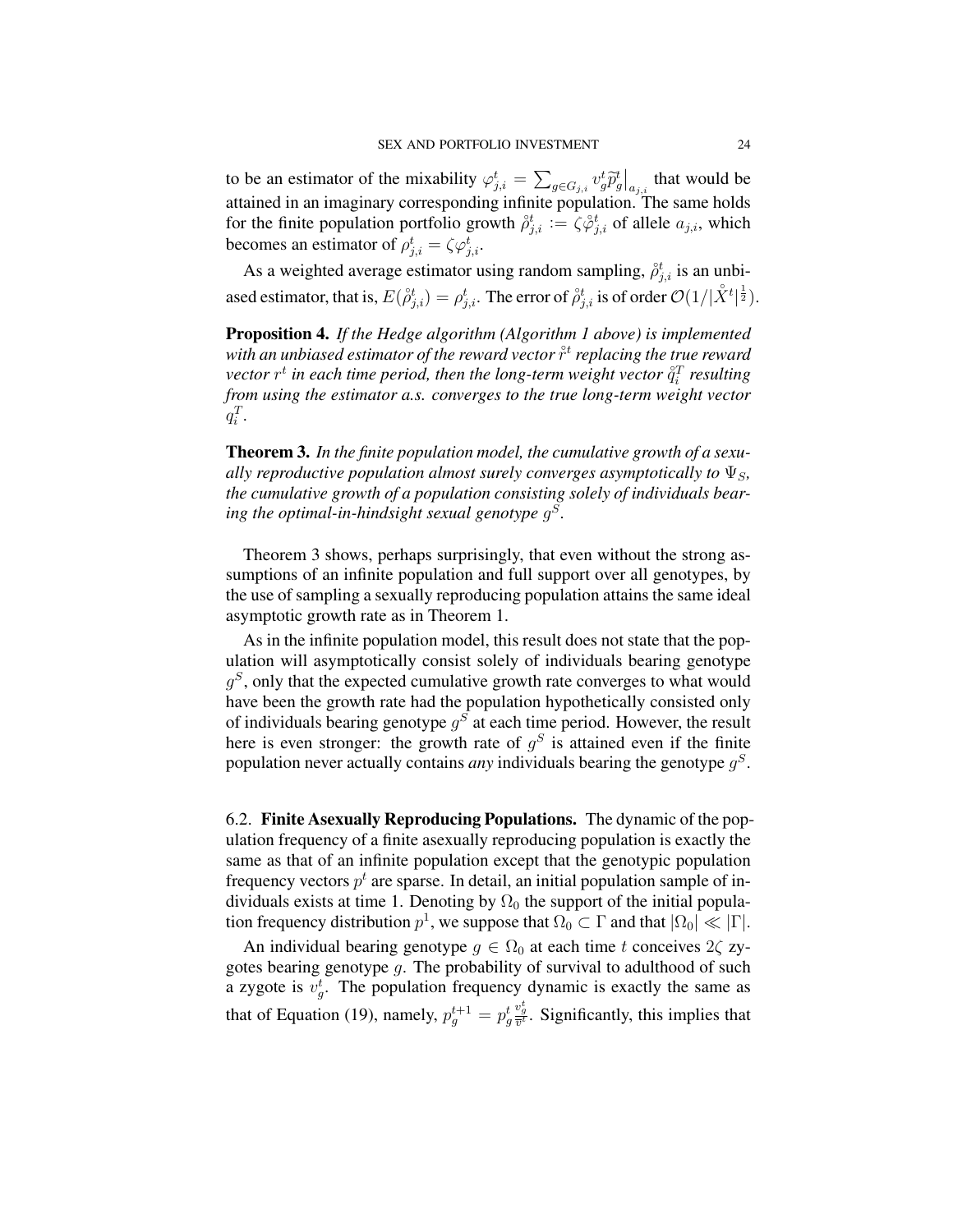to be an estimator of the mixability $\varphi^t_{j,i} = \sum_{g \in G_{j,i}} v^t_g \widetilde{p}^t_g \big|_{a_{j,i}}$ that would be attained in an imaginary corresponding infinite population. The same holds for the finite population portfolio growth $\mathring{\rho}^t_{j,i} := \zeta \mathring{\varphi}^t_{j,i}$ of allele $a_{j,i}$, which becomes an estimator of $\rho^t_{j,i} = \zeta \varphi^t_{j,i}$.

As a weighted average estimator using random sampling, $\mathring{\rho}^t_{j,i}$ is an unbiased estimator, that is, $E(\mathring{\rho}^t_{j,i}) = \rho^t_{j,i}$. The error of $\mathring{\rho}^t_{j,i}$ is of order $\mathcal{O}(1/|\mathring{X}^t|^{\frac{1}{2}})$.

**Proposition 4.** *If the Hedge algorithm (Algorithm 1 above) is implemented with an unbiased estimator of the reward vector $\mathring{r}^t$ replacing the true reward vector $r^t$ in each time period, then the long-term weight vector $\mathring{q}^T_i$ resulting from using the estimator a.s. converges to the true long-term weight vector $q^T_i$.*

**Theorem 3.** *In the finite population model, the cumulative growth of a sexually reproductive population almost surely converges asymptotically to $\Psi_S$, the cumulative growth of a population consisting solely of individuals bearing the optimal-in-hindsight sexual genotype $g^S$.*

Theorem 3 shows, perhaps surprisingly, that even without the strong assumptions of an infinite population and full support over all genotypes, by the use of sampling a sexually reproducing population attains the same ideal asymptotic growth rate as in Theorem 1.

As in the infinite population model, this result does not state that the population will asymptotically consist solely of individuals bearing genotype $g^S$, only that the expected cumulative growth rate converges to what would have been the growth rate had the population hypothetically consisted only of individuals bearing genotype $g^S$ at each time period. However, the result here is even stronger: the growth rate of $g^S$ is attained even if the finite population never actually contains *any* individuals bearing the genotype $g^S$.

6.2. **Finite Asexually Reproducing Populations.** The dynamic of the population frequency of a finite asexually reproducing population is exactly the same as that of an infinite population except that the genotypic population frequency vectors $p^t$ are sparse. In detail, an initial population sample of individuals exists at time 1. Denoting by $\Omega_0$ the support of the initial population frequency distribution $p^1$, we suppose that $\Omega_0 \subset \Gamma$ and that $|\Omega_0| \ll |\Gamma|$.

An individual bearing genotype $g \in \Omega_0$ at each time $t$ conceives $2\zeta$ zygotes bearing genotype $g$. The probability of survival to adulthood of such a zygote is $v^t_g$. The population frequency dynamic is exactly the same as that of Equation (19), namely, $p^{t+1}_g = p^t_g \frac{v^t_g}{\overline{v}^t}$. Significantly, this implies that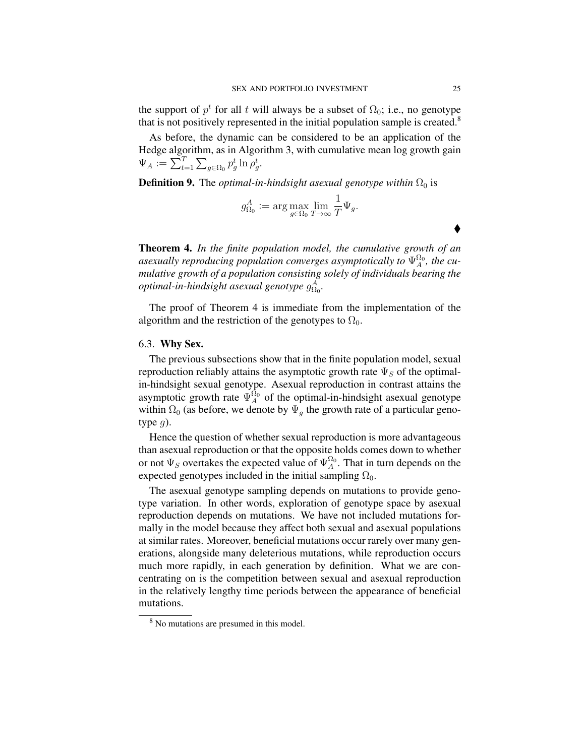the support of $p^t$ for all $t$ will always be a subset of $\Omega_0$; i.e., no genotype that is not positively represented in the initial population sample is created.[8]

As before, the dynamic can be considered to be an application of the Hedge algorithm, as in Algorithm 3, with cumulative mean log growth gain $\Psi_A := \sum_{t=1}^{T} \sum_{g \in \Omega_0} p_g^t \ln \rho_g^t$.

**Definition 9.** The *optimal-in-hindsight asexual genotype within* $\Omega_0$ is

$$g_{\Omega_0}^A := \arg\max_{g \in \Omega_0} \lim_{T \to \infty} \frac{1}{T} \Psi_g.$$

♦

**Theorem 4.** *In the finite population model, the cumulative growth of an asexually reproducing population converges asymptotically to $\Psi_A^{\Omega_0}$, the cumulative growth of a population consisting solely of individuals bearing the optimal-in-hindsight asexual genotype $g_{\Omega_0}^A$.*

The proof of Theorem 4 is immediate from the implementation of the algorithm and the restriction of the genotypes to $\Omega_0$.

### 6.3. Why Sex.

The previous subsections show that in the finite population model, sexual reproduction reliably attains the asymptotic growth rate $\Psi_S$ of the optimal-in-hindsight sexual genotype. Asexual reproduction in contrast attains the asymptotic growth rate $\Psi_A^{\Omega_0}$ of the optimal-in-hindsight asexual genotype within $\Omega_0$ (as before, we denote by $\Psi_g$ the growth rate of a particular genotype $g$).

Hence the question of whether sexual reproduction is more advantageous than asexual reproduction or that the opposite holds comes down to whether or not $\Psi_S$ overtakes the expected value of $\Psi_A^{\Omega_0}$. That in turn depends on the expected genotypes included in the initial sampling $\Omega_0$.

The asexual genotype sampling depends on mutations to provide genotype variation. In other words, exploration of genotype space by asexual reproduction depends on mutations. We have not included mutations formally in the model because they affect both sexual and asexual populations at similar rates. Moreover, beneficial mutations occur rarely over many generations, alongside many deleterious mutations, while reproduction occurs much more rapidly, in each generation by definition. What we are concentrating on is the competition between sexual and asexual reproduction in the relatively lengthy time periods between the appearance of beneficial mutations.

[8] No mutations are presumed in this model.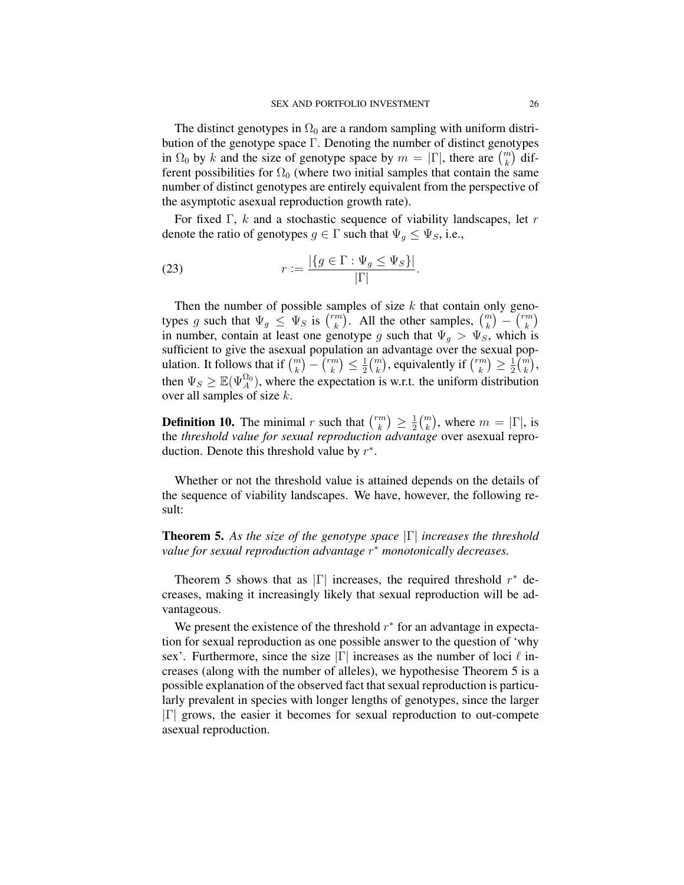The distinct genotypes in $\Omega_0$ are a random sampling with uniform distribution of the genotype space $\Gamma$. Denoting the number of distinct genotypes in $\Omega_0$ by $k$ and the size of genotype space by $m = |\Gamma|$, there are $\binom{m}{k}$ different possibilities for $\Omega_0$ (where two initial samples that contain the same number of distinct genotypes are entirely equivalent from the perspective of the asymptotic asexual reproduction growth rate).

For fixed $\Gamma$, $k$ and a stochastic sequence of viability landscapes, let $r$ denote the ratio of genotypes $g \in \Gamma$ such that $\Psi_g \leq \Psi_S$, i.e.,

$$r := \frac{|\{g \in \Gamma : \Psi_g \leq \Psi_S\}|}{|\Gamma|}. \tag{23}$$

Then the number of possible samples of size $k$ that contain only genotypes $g$ such that $\Psi_g \leq \Psi_S$ is $\binom{rm}{k}$. All the other samples, $\binom{m}{k} - \binom{rm}{k}$ in number, contain at least one genotype $g$ such that $\Psi_g > \Psi_S$, which is sufficient to give the asexual population an advantage over the sexual population. It follows that if $\binom{m}{k} - \binom{rm}{k} \leq \frac{1}{2}\binom{m}{k}$, equivalently if $\binom{rm}{k} \geq \frac{1}{2}\binom{m}{k}$, then $\Psi_S \geq \mathbb{E}(\Psi_A^{\Omega_0})$, where the expectation is w.r.t. the uniform distribution over all samples of size $k$.

**Definition 10.** The minimal $r$ such that $\binom{rm}{k} \geq \frac{1}{2}\binom{m}{k}$, where $m = |\Gamma|$, is the *threshold value for sexual reproduction advantage* over asexual reproduction. Denote this threshold value by $r^*$.

Whether or not the threshold value is attained depends on the details of the sequence of viability landscapes. We have, however, the following result:

**Theorem 5.** *As the size of the genotype space $|\Gamma|$ increases the threshold value for sexual reproduction advantage $r^*$ monotonically decreases.*

Theorem 5 shows that as $|\Gamma|$ increases, the required threshold $r^*$ decreases, making it increasingly likely that sexual reproduction will be advantageous.

We present the existence of the threshold $r^*$ for an advantage in expectation for sexual reproduction as one possible answer to the question of 'why sex'. Furthermore, since the size $|\Gamma|$ increases as the number of loci $\ell$ increases (along with the number of alleles), we hypothesise Theorem 5 is a possible explanation of the observed fact that sexual reproduction is particularly prevalent in species with longer lengths of genotypes, since the larger $|\Gamma|$ grows, the easier it becomes for sexual reproduction to out-compete asexual reproduction.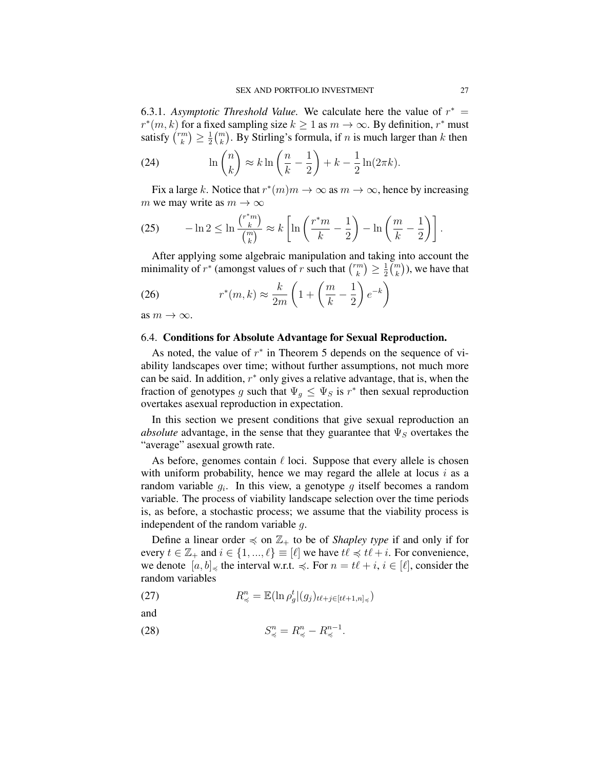6.3.1. *Asymptotic Threshold Value.* We calculate here the value of $r^* = r^*(m,k)$ for a fixed sampling size $k \geq 1$ as $m \to \infty$. By definition, $r^*$ must satisfy $\binom{rm}{k} \geq \frac{1}{2}\binom{m}{k}$. By Stirling's formula, if $n$ is much larger than $k$ then

$$\ln \binom{n}{k} \approx k \ln\left(\frac{n}{k} - \frac{1}{2}\right) + k - \frac{1}{2}\ln(2\pi k). \tag{24}$$

Fix a large $k$. Notice that $r^*(m)m \to \infty$ as $m \to \infty$, hence by increasing $m$ we may write as $m \to \infty$

$$-\ln 2 \leq \ln \frac{\binom{r^* m}{k}}{\binom{m}{k}} \approx k\left[\ln\left(\frac{r^* m}{k} - \frac{1}{2}\right) - \ln\left(\frac{m}{k} - \frac{1}{2}\right)\right]. \tag{25}$$

After applying some algebraic manipulation and taking into account the minimality of $r^*$ (amongst values of $r$ such that $\binom{rm}{k} \geq \frac{1}{2}\binom{m}{k}$), we have that

$$r^*(m,k) \approx \frac{k}{2m}\left(1 + \left(\frac{m}{k} - \frac{1}{2}\right)e^{-k}\right) \tag{26}$$

as $m \to \infty$.

### 6.4. **Conditions for Absolute Advantage for Sexual Reproduction.**

As noted, the value of $r^*$ in Theorem 5 depends on the sequence of viability landscapes over time; without further assumptions, not much more can be said. In addition, $r^*$ only gives a relative advantage, that is, when the fraction of genotypes $g$ such that $\Psi_g \leq \Psi_S$ is $r^*$ then sexual reproduction overtakes asexual reproduction in expectation.

In this section we present conditions that give sexual reproduction an *absolute* advantage, in the sense that they guarantee that $\Psi_S$ overtakes the "average" asexual growth rate.

As before, genomes contain $\ell$ loci. Suppose that every allele is chosen with uniform probability, hence we may regard the allele at locus $i$ as a random variable $g_i$. In this view, a genotype $g$ itself becomes a random variable. The process of viability landscape selection over the time periods is, as before, a stochastic process; we assume that the viability process is independent of the random variable $g$.

Define a linear order $\preccurlyeq$ on $\mathbb{Z}_+$ to be of *Shapley type* if and only if for every $t \in \mathbb{Z}_+$ and $i \in \{1, ..., \ell\} \equiv [\ell]$ we have $t\ell \preccurlyeq t\ell + i$. For convenience, we denote $[a,b]_\preccurlyeq$ the interval w.r.t. $\preccurlyeq$. For $n = t\ell + i$, $i \in [\ell]$, consider the random variables

$$R^n_\preccurlyeq = \mathbb{E}(\ln \rho^t_g | (g_j)_{t\ell + j \in [t\ell+1, n]_\preccurlyeq}) \tag{27}$$

and

$$S^n_\preccurlyeq = R^n_\preccurlyeq - R^{n-1}_\preccurlyeq. \tag{28}$$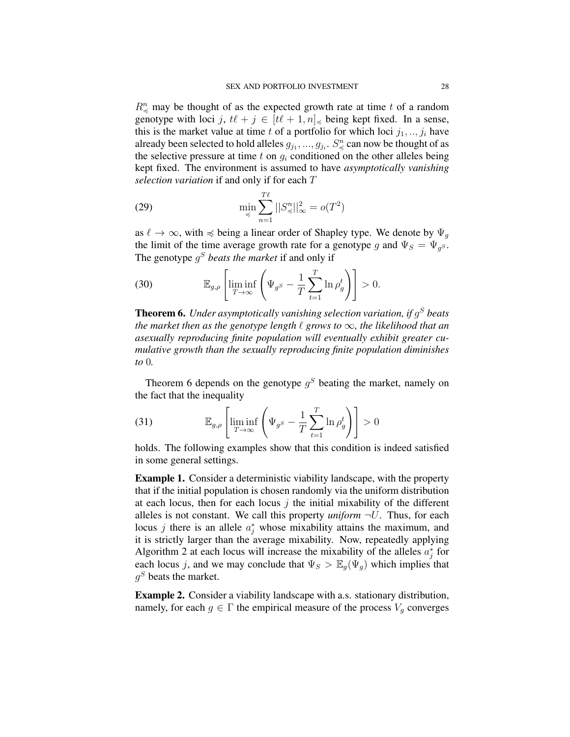$R^n_{\preccurlyeq}$ may be thought of as the expected growth rate at time $t$ of a random genotype with loci $j$, $t\ell + j \in [t\ell+1, n]_{\preccurlyeq}$ being kept fixed. In a sense, this is the market value at time $t$ of a portfolio for which loci $j_1, .., j_i$ have already been selected to hold alleles $g_{j_1}, ..., g_{j_i}$. $S^n_{\preccurlyeq}$ can now be thought of as the selective pressure at time $t$ on $g_i$ conditioned on the other alleles being kept fixed. The environment is assumed to have *asymptotically vanishing selection variation* if and only if for each $T$

$$\min_{\preccurlyeq} \sum_{n=1}^{T\ell} ||S^n_{\preccurlyeq}||^2_{\infty} = o(T^2) \tag{29}$$

as $\ell \to \infty$, with $\preccurlyeq$ being a linear order of Shapley type. We denote by $\Psi_g$ the limit of the time average growth rate for a genotype $g$ and $\Psi_S = \Psi_{g^S}$. The genotype $g^S$ *beats the market* if and only if

$$\mathbb{E}_{g,\rho}\left[\liminf_{T\to\infty}\left(\Psi_{g^S} - \frac{1}{T}\sum_{t=1}^{T} \ln \rho^t_g\right)\right] > 0. \tag{30}$$

**Theorem 6.** *Under asymptotically vanishing selection variation, if $g^S$ beats the market then as the genotype length $\ell$ grows to $\infty$, the likelihood that an asexually reproducing finite population will eventually exhibit greater cumulative growth than the sexually reproducing finite population diminishes to* $0$*.*

Theorem 6 depends on the genotype $g^S$ beating the market, namely on the fact that the inequality

$$\mathbb{E}_{g,\rho}\left[\liminf_{T\to\infty}\left(\Psi_{g^S} - \frac{1}{T}\sum_{t=1}^{T} \ln \rho^t_g\right)\right] > 0 \tag{31}$$

holds. The following examples show that this condition is indeed satisfied in some general settings.

**Example 1.** Consider a deterministic viability landscape, with the property that if the initial population is chosen randomly via the uniform distribution at each locus, then for each locus $j$ the initial mixability of the different alleles is not constant. We call this property *uniform* $\neg U$. Thus, for each locus $j$ there is an allele $a^*_j$ whose mixability attains the maximum, and it is strictly larger than the average mixability. Now, repeatedly applying Algorithm 2 at each locus will increase the mixability of the alleles $a^*_j$ for each locus $j$, and we may conclude that $\Psi_S > \mathbb{E}_g(\Psi_g)$ which implies that $g^S$ beats the market.

**Example 2.** Consider a viability landscape with a.s. stationary distribution, namely, for each $g \in \Gamma$ the empirical measure of the process $V_g$ converges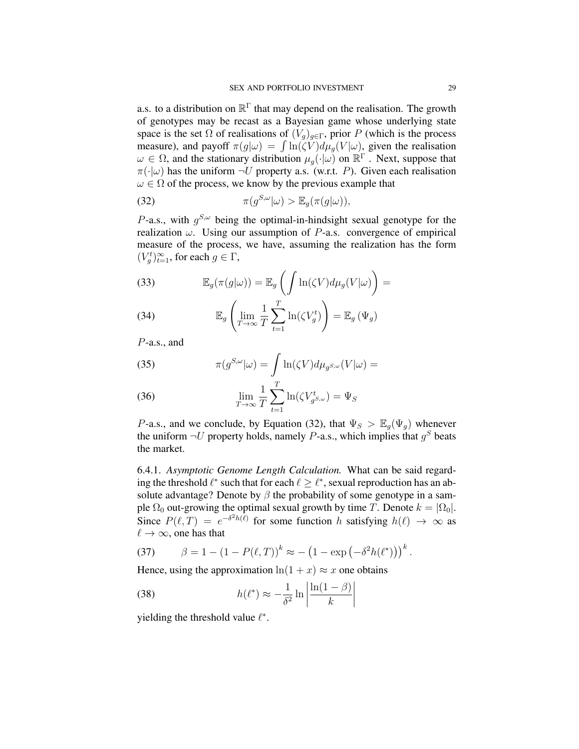a.s. to a distribution on $\mathbb{R}^\Gamma$ that may depend on the realisation. The growth of genotypes may be recast as a Bayesian game whose underlying state space is the set $\Omega$ of realisations of $(V_g)_{g\in\Gamma}$, prior $P$ (which is the process measure), and payoff $\pi(g|\omega) = \int \ln(\zeta V) d\mu_g(V|\omega)$, given the realisation $\omega \in \Omega$, and the stationary distribution $\mu_g(\cdot|\omega)$ on $\mathbb{R}^\Gamma$ . Next, suppose that $\pi(\cdot|\omega)$ has the uniform $\neg U$ property a.s. (w.r.t. $P$). Given each realisation $\omega \in \Omega$ of the process, we know by the previous example that

$$\pi(g^{S,\omega}|\omega) > \mathbb{E}_g(\pi(g|\omega)), \tag{32}$$

$P$-a.s., with $g^{S,\omega}$ being the optimal-in-hindsight sexual genotype for the realization $\omega$. Using our assumption of $P$-a.s. convergence of empirical measure of the process, we have, assuming the realization has the form $(V_g^t)_{t=1}^\infty$, for each $g \in \Gamma$,

$$\mathbb{E}_g(\pi(g|\omega)) = \mathbb{E}_g\left(\int \ln(\zeta V) d\mu_g(V|\omega)\right) = \tag{33}$$

$$\mathbb{E}_g\left(\lim_{T\to\infty} \frac{1}{T}\sum_{t=1}^{T} \ln(\zeta V_g^t)\right) = \mathbb{E}_g\left(\Psi_g\right) \tag{34}$$

$P$-a.s., and

$$\pi(g^{S,\omega}|\omega) = \int \ln(\zeta V) d\mu_{g^{S,\omega}}(V|\omega) = \tag{35}$$

$$\lim_{T\to\infty} \frac{1}{T}\sum_{t=1}^{T} \ln(\zeta V_{g^{S,\omega}}^t) = \Psi_S \tag{36}$$

$P$-a.s., and we conclude, by Equation (32), that $\Psi_S > \mathbb{E}_g(\Psi_g)$ whenever the uniform $\neg U$ property holds, namely $P$-a.s., which implies that $g^S$ beats the market.

6.4.1. *Asymptotic Genome Length Calculation.* What can be said regarding the threshold $\ell^*$ such that for each $\ell \geq \ell^*$, sexual reproduction has an absolute advantage? Denote by $\beta$ the probability of some genotype in a sample $\Omega_0$ out-growing the optimal sexual growth by time $T$. Denote $k = |\Omega_0|$. Since $P(\ell, T) = e^{-\delta^2 h(\ell)}$ for some function $h$ satisfying $h(\ell) \to \infty$ as $\ell \to \infty$, one has that

$$\beta = 1 - (1 - P(\ell, T))^k \approx -\left(1 - \exp\left(-\delta^2 h(\ell^*)\right)\right)^k. \tag{37}$$

Hence, using the approximation $\ln(1 + x) \approx x$ one obtains

$$h(\ell^*) \approx -\frac{1}{\delta^2} \ln\left|\frac{\ln(1-\beta)}{k}\right| \tag{38}$$

yielding the threshold value $\ell^*$.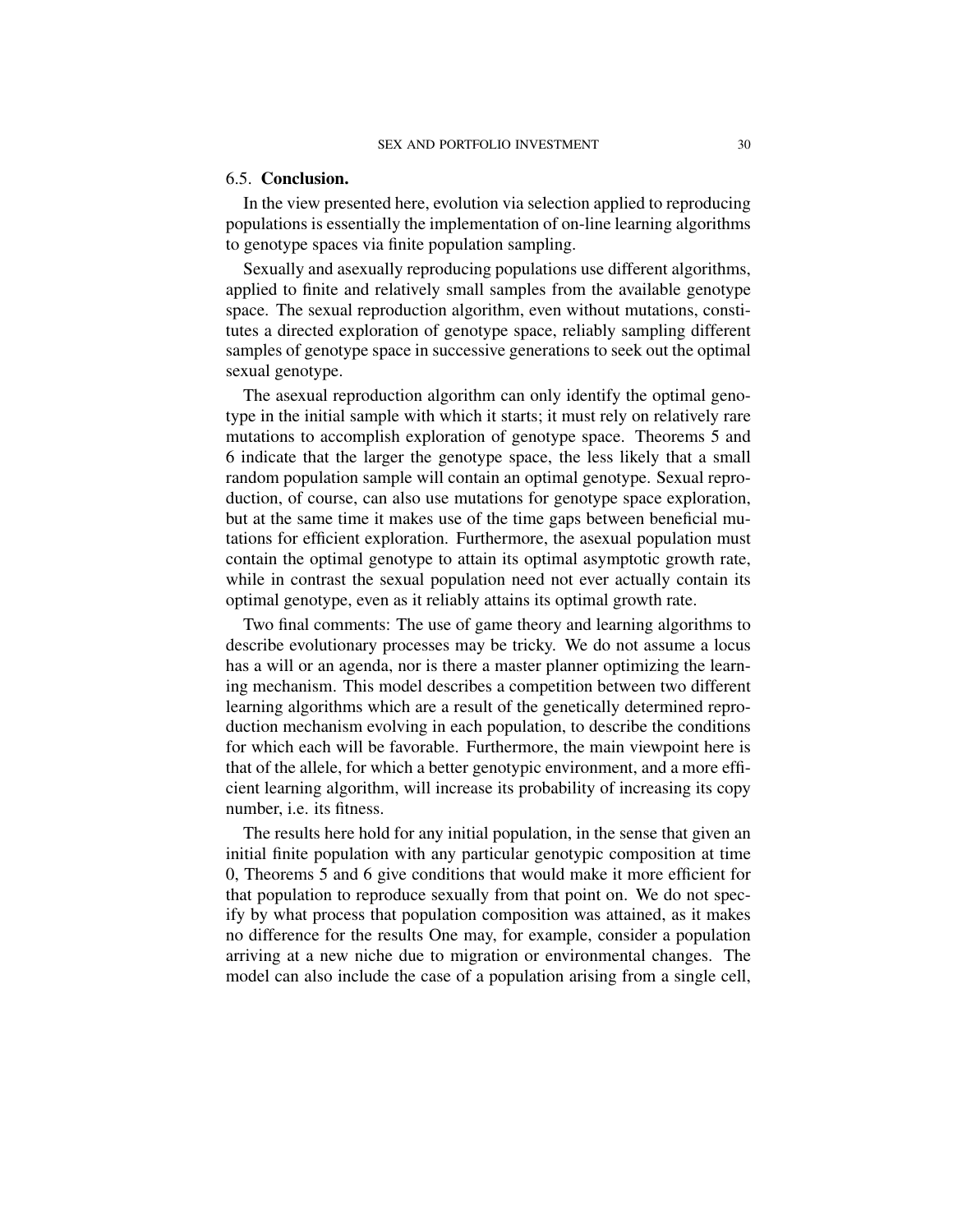### 6.5. **Conclusion.**

In the view presented here, evolution via selection applied to reproducing populations is essentially the implementation of on-line learning algorithms to genotype spaces via finite population sampling.

Sexually and asexually reproducing populations use different algorithms, applied to finite and relatively small samples from the available genotype space. The sexual reproduction algorithm, even without mutations, constitutes a directed exploration of genotype space, reliably sampling different samples of genotype space in successive generations to seek out the optimal sexual genotype.

The asexual reproduction algorithm can only identify the optimal genotype in the initial sample with which it starts; it must rely on relatively rare mutations to accomplish exploration of genotype space. Theorems 5 and 6 indicate that the larger the genotype space, the less likely that a small random population sample will contain an optimal genotype. Sexual reproduction, of course, can also use mutations for genotype space exploration, but at the same time it makes use of the time gaps between beneficial mutations for efficient exploration. Furthermore, the asexual population must contain the optimal genotype to attain its optimal asymptotic growth rate, while in contrast the sexual population need not ever actually contain its optimal genotype, even as it reliably attains its optimal growth rate.

Two final comments: The use of game theory and learning algorithms to describe evolutionary processes may be tricky. We do not assume a locus has a will or an agenda, nor is there a master planner optimizing the learning mechanism. This model describes a competition between two different learning algorithms which are a result of the genetically determined reproduction mechanism evolving in each population, to describe the conditions for which each will be favorable. Furthermore, the main viewpoint here is that of the allele, for which a better genotypic environment, and a more efficient learning algorithm, will increase its probability of increasing its copy number, i.e. its fitness.

The results here hold for any initial population, in the sense that given an initial finite population with any particular genotypic composition at time 0, Theorems 5 and 6 give conditions that would make it more efficient for that population to reproduce sexually from that point on. We do not specify by what process that population composition was attained, as it makes no difference for the results One may, for example, consider a population arriving at a new niche due to migration or environmental changes. The model can also include the case of a population arising from a single cell,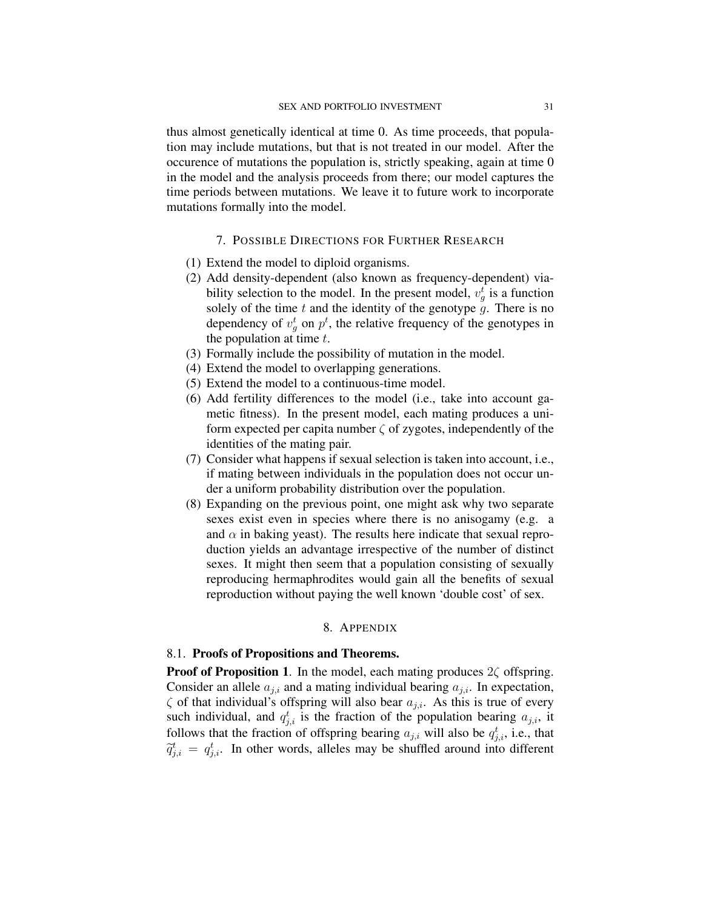thus almost genetically identical at time 0. As time proceeds, that population may include mutations, but that is not treated in our model. After the occurence of mutations the population is, strictly speaking, again at time 0 in the model and the analysis proceeds from there; our model captures the time periods between mutations. We leave it to future work to incorporate mutations formally into the model.

## 7. Possible Directions for Further Research

1. Extend the model to diploid organisms.
2. Add density-dependent (also known as frequency-dependent) viability selection to the model. In the present model, $v_g^t$ is a function solely of the time $t$ and the identity of the genotype $g$. There is no dependency of $v_g^t$ on $p^t$, the relative frequency of the genotypes in the population at time $t$.
3. Formally include the possibility of mutation in the model.
4. Extend the model to overlapping generations.
5. Extend the model to a continuous-time model.
6. Add fertility differences to the model (i.e., take into account gametic fitness). In the present model, each mating produces a uniform expected per capita number $\zeta$ of zygotes, independently of the identities of the mating pair.
7. Consider what happens if sexual selection is taken into account, i.e., if mating between individuals in the population does not occur under a uniform probability distribution over the population.
8. Expanding on the previous point, one might ask why two separate sexes exist even in species where there is no anisogamy (e.g. a and $\alpha$ in baking yeast). The results here indicate that sexual reproduction yields an advantage irrespective of the number of distinct sexes. It might then seem that a population consisting of sexually reproducing hermaphrodites would gain all the benefits of sexual reproduction without paying the well known 'double cost' of sex.

## 8. Appendix

### 8.1. Proofs of Propositions and Theorems.

**Proof of Proposition 1**. In the model, each mating produces $2\zeta$ offspring. Consider an allele $a_{j,i}$ and a mating individual bearing $a_{j,i}$. In expectation, $\zeta$ of that individual's offspring will also bear $a_{j,i}$. As this is true of every such individual, and $q_{j,i}^t$ is the fraction of the population bearing $a_{j,i}$, it follows that the fraction of offspring bearing $a_{j,i}$ will also be $q_{j,i}^t$, i.e., that $\widetilde{q}_{j,i}^t = q_{j,i}^t$. In other words, alleles may be shuffled around into different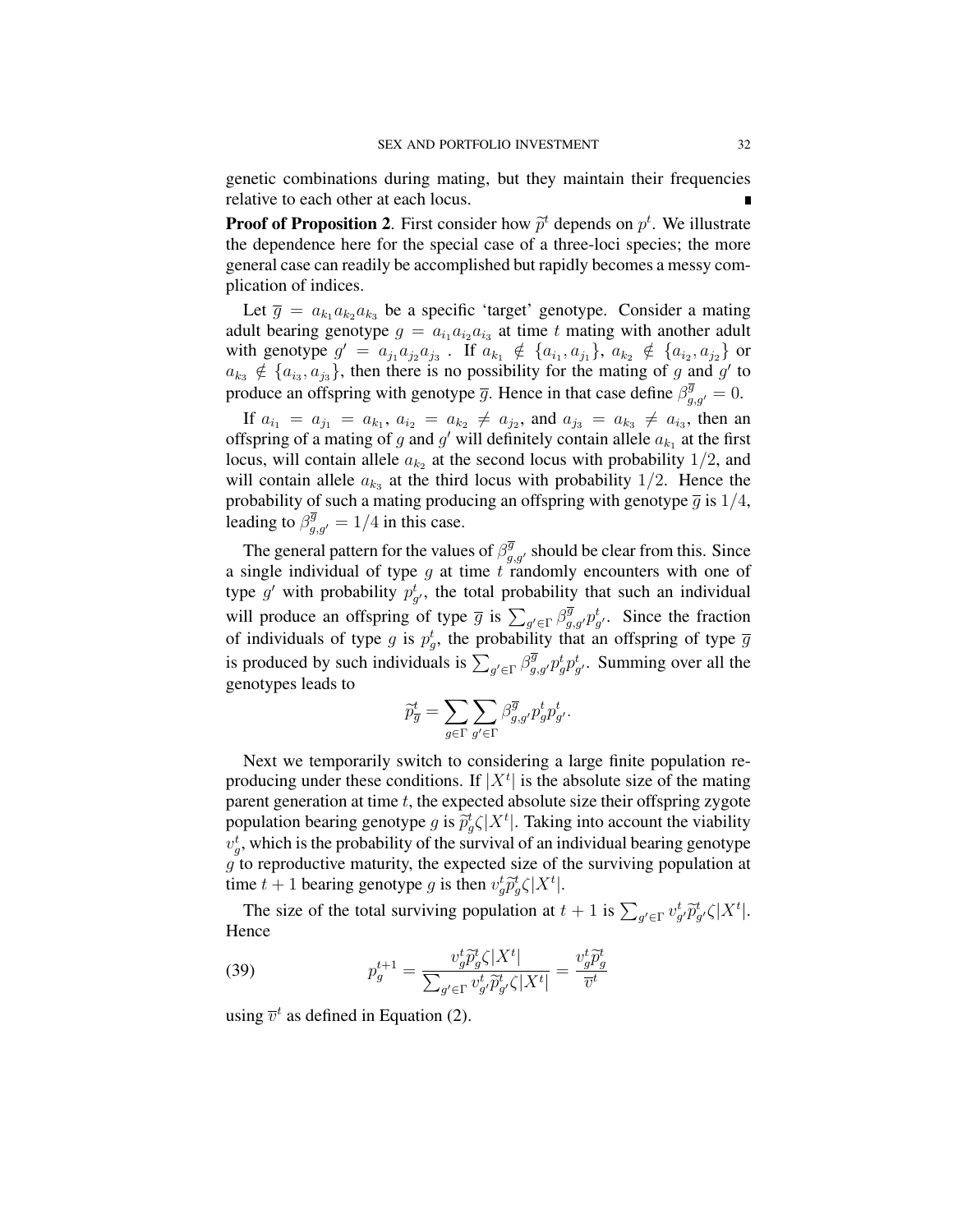genetic combinations during mating, but they maintain their frequencies relative to each other at each locus. ∎

**Proof of Proposition 2**. First consider how $\widetilde{p}^t$ depends on $p^t$. We illustrate the dependence here for the special case of a three-loci species; the more general case can readily be accomplished but rapidly becomes a messy complication of indices.

Let $\overline{g} = a_{k_1}a_{k_2}a_{k_3}$ be a specific 'target' genotype. Consider a mating adult bearing genotype $g = a_{i_1}a_{i_2}a_{i_3}$ at time $t$ mating with another adult with genotype $g' = a_{j_1}a_{j_2}a_{j_3}$ . If $a_{k_1} \notin \{a_{i_1}, a_{j_1}\}$, $a_{k_2} \notin \{a_{i_2}, a_{j_2}\}$ or $a_{k_3} \notin \{a_{i_3}, a_{j_3}\}$, then there is no possibility for the mating of $g$ and $g'$ to produce an offspring with genotype $\overline{g}$. Hence in that case define $\beta^{\overline{g}}_{g,g'} = 0$.

If $a_{i_1} = a_{j_1} = a_{k_1}$, $a_{i_2} = a_{k_2} \neq a_{j_2}$, and $a_{j_3} = a_{k_3} \neq a_{i_3}$, then an offspring of a mating of $g$ and $g'$ will definitely contain allele $a_{k_1}$ at the first locus, will contain allele $a_{k_2}$ at the second locus with probability $1/2$, and will contain allele $a_{k_3}$ at the third locus with probability $1/2$. Hence the probability of such a mating producing an offspring with genotype $\overline{g}$ is $1/4$, leading to $\beta^{\overline{g}}_{g,g'} = 1/4$ in this case.

The general pattern for the values of $\beta^{\overline{g}}_{g,g'}$ should be clear from this. Since a single individual of type $g$ at time $t$ randomly encounters with one of type $g'$ with probability $p^t_{g'}$, the total probability that such an individual will produce an offspring of type $\overline{g}$ is $\sum_{g' \in \Gamma} \beta^{\overline{g}}_{g,g'} p^t_{g'}$. Since the fraction of individuals of type $g$ is $p^t_g$, the probability that an offspring of type $\overline{g}$ is produced by such individuals is $\sum_{g' \in \Gamma} \beta^{\overline{g}}_{g,g'} p^t_g p^t_{g'}$. Summing over all the genotypes leads to

$$\widetilde{p}^t_{\overline{g}} = \sum_{g \in \Gamma} \sum_{g' \in \Gamma} \beta^{\overline{g}}_{g,g'} p^t_g p^t_{g'}.$$

Next we temporarily switch to considering a large finite population reproducing under these conditions. If $|X^t|$ is the absolute size of the mating parent generation at time $t$, the expected absolute size their offspring zygote population bearing genotype $g$ is $\widetilde{p}^t_g \zeta |X^t|$. Taking into account the viability $v^t_g$, which is the probability of the survival of an individual bearing genotype $g$ to reproductive maturity, the expected size of the surviving population at time $t+1$ bearing genotype $g$ is then $v^t_g \widetilde{p}^t_g \zeta |X^t|$.

The size of the total surviving population at $t+1$ is $\sum_{g' \in \Gamma} v^t_{g'} \widetilde{p}^t_{g'} \zeta |X^t|$. Hence

$$p^{t+1}_g = \frac{v^t_g \widetilde{p}^t_g \zeta |X^t|}{\sum_{g' \in \Gamma} v^t_{g'} \widetilde{p}^t_{g'} \zeta |X^t|} = \frac{v^t_g \widetilde{p}^t_g}{\overline{v}^t} \tag{39}$$

using $\overline{v}^t$ as defined in Equation (2).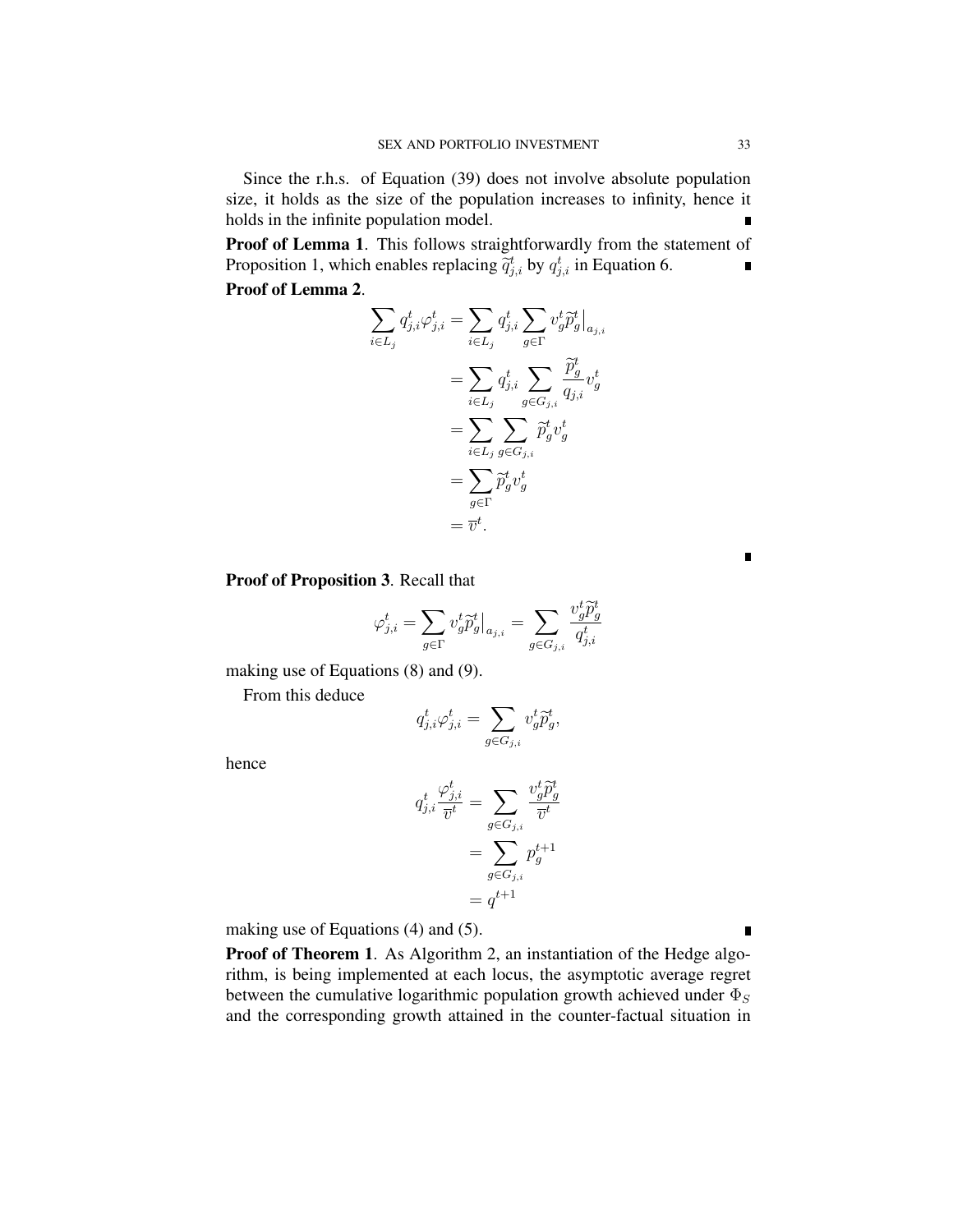Since the r.h.s. of Equation (39) does not involve absolute population size, it holds as the size of the population increases to infinity, hence it holds in the infinite population model. ∎

**Proof of Lemma 1**. This follows straightforwardly from the statement of Proposition 1, which enables replacing $\widetilde{q}^t_{j,i}$ by $q^t_{j,i}$ in Equation 6. ∎

**Proof of Lemma 2**.

$$
\begin{aligned}
\sum_{i \in L_j} q^t_{j,i} \varphi^t_{j,i} &= \sum_{i \in L_j} q^t_{j,i} \sum_{g \in \Gamma} v^t_g \widetilde{p}^t_g \big|_{a_{j,i}} \\
&= \sum_{i \in L_j} q^t_{j,i} \sum_{g \in G_{j,i}} \frac{\widetilde{p}^t_g}{q_{j,i}} v^t_g \\
&= \sum_{i \in L_j} \sum_{g \in G_{j,i}} \widetilde{p}^t_g v^t_g \\
&= \sum_{g \in \Gamma} \widetilde{p}^t_g v^t_g \\
&= \overline{v}^t.
\end{aligned}
$$

∎

**Proof of Proposition 3**. Recall that

$$
\varphi^t_{j,i} = \sum_{g \in \Gamma} v^t_g \widetilde{p}^t_g \big|_{a_{j,i}} = \sum_{g \in G_{j,i}} \frac{v^t_g \widetilde{p}^t_g}{q^t_{j,i}}
$$

making use of Equations (8) and (9).

From this deduce

$$
q^t_{j,i} \varphi^t_{j,i} = \sum_{g \in G_{j,i}} v^t_g \widetilde{p}^t_g,
$$

hence

$$
\begin{aligned}
q^t_{j,i} \frac{\varphi^t_{j,i}}{\overline{v}^t} &= \sum_{g \in G_{j,i}} \frac{v^t_g \widetilde{p}^t_g}{\overline{v}^t} \\
&= \sum_{g \in G_{j,i}} p^{t+1}_g \\
&= q^{t+1}
\end{aligned}
$$

making use of Equations (4) and (5). ∎

**Proof of Theorem 1**. As Algorithm 2, an instantiation of the Hedge algorithm, is being implemented at each locus, the asymptotic average regret between the cumulative logarithmic population growth achieved under $\Phi_S$ and the corresponding growth attained in the counter-factual situation in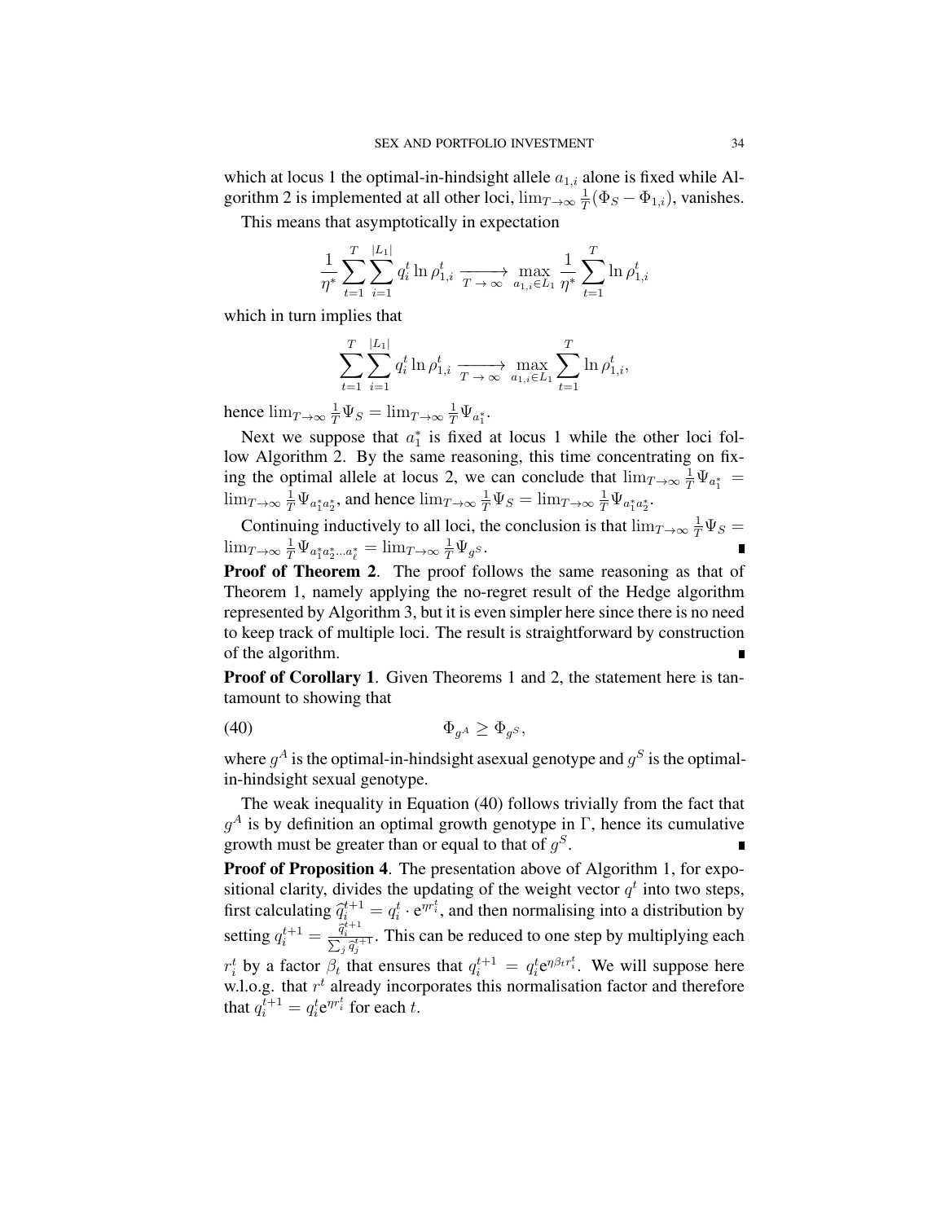which at locus 1 the optimal-in-hindsight allele $a_{1,i}$ alone is fixed while Algorithm 2 is implemented at all other loci, $\lim_{T\to\infty} \frac{1}{T}(\Phi_S - \Phi_{1,i})$, vanishes.

This means that asymptotically in expectation

$$\frac{1}{\eta^*}\sum_{t=1}^{T}\sum_{i=1}^{|L_1|} q_i^t \ln \rho_{1,i}^t \xrightarrow[T\to\infty]{} \max_{a_{1,i}\in L_1} \frac{1}{\eta^*}\sum_{t=1}^{T} \ln \rho_{1,i}^t$$

which in turn implies that

$$\sum_{t=1}^{T}\sum_{i=1}^{|L_1|} q_i^t \ln \rho_{1,i}^t \xrightarrow[T\to\infty]{} \max_{a_{1,i}\in L_1} \sum_{t=1}^{T} \ln \rho_{1,i}^t,$$

hence $\lim_{T\to\infty} \frac{1}{T}\Psi_S = \lim_{T\to\infty} \frac{1}{T}\Psi_{a_1^*}$.

Next we suppose that $a_1^*$ is fixed at locus 1 while the other loci follow Algorithm 2. By the same reasoning, this time concentrating on fixing the optimal allele at locus 2, we can conclude that $\lim_{T\to\infty} \frac{1}{T}\Psi_{a_1^*} = \lim_{T\to\infty} \frac{1}{T}\Psi_{a_1^* a_2^*}$, and hence $\lim_{T\to\infty} \frac{1}{T}\Psi_S = \lim_{T\to\infty} \frac{1}{T}\Psi_{a_1^* a_2^*}$.

Continuing inductively to all loci, the conclusion is that $\lim_{T\to\infty} \frac{1}{T}\Psi_S = \lim_{T\to\infty} \frac{1}{T}\Psi_{a_1^* a_2^* \ldots a_\ell^*} = \lim_{T\to\infty} \frac{1}{T}\Psi_{g^S}$. ∎

**Proof of Theorem 2**. The proof follows the same reasoning as that of Theorem 1, namely applying the no-regret result of the Hedge algorithm represented by Algorithm 3, but it is even simpler here since there is no need to keep track of multiple loci. The result is straightforward by construction of the algorithm. ∎

**Proof of Corollary 1**. Given Theorems 1 and 2, the statement here is tantamount to showing that

$$\Phi_{g^A} \geq \Phi_{g^S}, \tag{40}$$

where $g^A$ is the optimal-in-hindsight asexual genotype and $g^S$ is the optimal-in-hindsight sexual genotype.

The weak inequality in Equation (40) follows trivially from the fact that $g^A$ is by definition an optimal growth genotype in $\Gamma$, hence its cumulative growth must be greater than or equal to that of $g^S$. ∎

**Proof of Proposition 4**. The presentation above of Algorithm 1, for expositional clarity, divides the updating of the weight vector $q^t$ into two steps, first calculating $\widehat{q}_i^{t+1} = q_i^t \cdot \mathrm{e}^{\eta r_i^t}$, and then normalising into a distribution by setting $q_i^{t+1} = \frac{\widehat{q}_i^{t+1}}{\sum_j \widehat{q}_j^{t+1}}$. This can be reduced to one step by multiplying each $r_i^t$ by a factor $\beta_t$ that ensures that $q_i^{t+1} = q_i^t \mathrm{e}^{\eta \beta_t r_i^t}$. We will suppose here w.l.o.g. that $r^t$ already incorporates this normalisation factor and therefore that $q_i^{t+1} = q_i^t \mathrm{e}^{\eta r_i^t}$ for each $t$.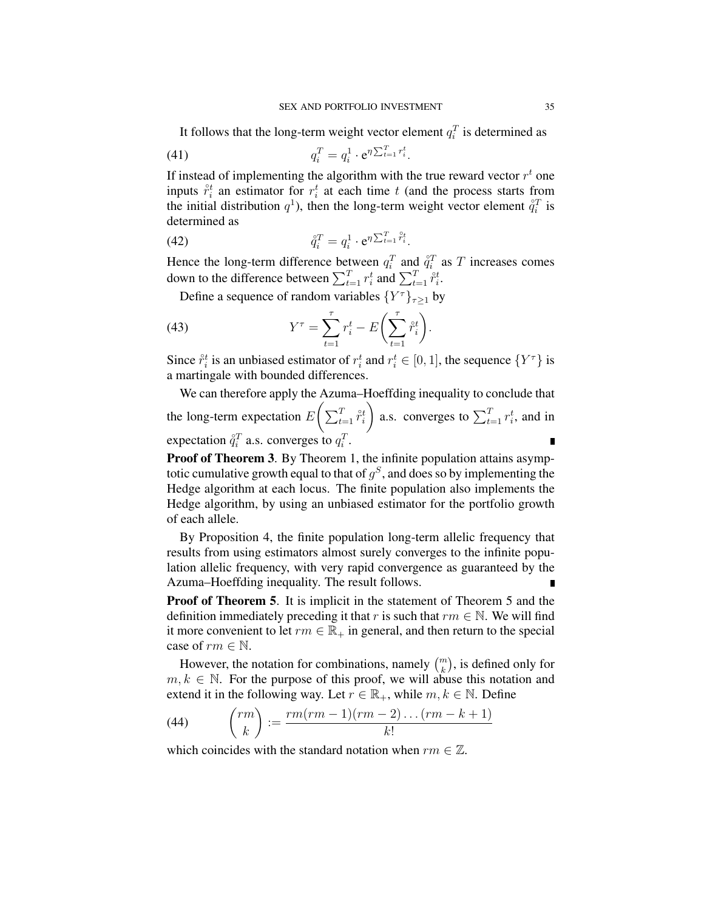It follows that the long-term weight vector element $q_i^T$ is determined as

$$q_i^T = q_i^1 \cdot \mathrm{e}^{\eta \sum_{t=1}^{T} r_i^t}. \tag{41}$$

If instead of implementing the algorithm with the true reward vector $r^t$ one inputs $\mathring{r}_i^t$ an estimator for $r_i^t$ at each time $t$ (and the process starts from the initial distribution $q^1$), then the long-term weight vector element $\mathring{q}_i^T$ is determined as

$$\mathring{q}_i^T = q_i^1 \cdot \mathrm{e}^{\eta \sum_{t=1}^{T} \mathring{r}_i^t}. \tag{42}$$

Hence the long-term difference between $q_i^T$ and $\mathring{q}_i^T$ as $T$ increases comes down to the difference between $\sum_{t=1}^{T} r_i^t$ and $\sum_{t=1}^{T} \mathring{r}_i^t$.

Define a sequence of random variables $\{Y^\tau\}_{\tau \geq 1}$ by

$$Y^\tau = \sum_{t=1}^{\tau} r_i^t - E\left(\sum_{t=1}^{\tau} \mathring{r}_i^t\right). \tag{43}$$

Since $\mathring{r}_i^t$ is an unbiased estimator of $r_i^t$ and $r_i^t \in [0,1]$, the sequence $\{Y^\tau\}$ is a martingale with bounded differences.

We can therefore apply the Azuma–Hoeffding inequality to conclude that the long-term expectation $E\left(\sum_{t=1}^{T} \mathring{r}_i^t\right)$ a.s. converges to $\sum_{t=1}^{T} r_i^t$, and in expectation $\mathring{q}_i^T$ a.s. converges to $q_i^T$. ∎

**Proof of Theorem 3**. By Theorem 1, the infinite population attains asymptotic cumulative growth equal to that of $g^S$, and does so by implementing the Hedge algorithm at each locus. The finite population also implements the Hedge algorithm, by using an unbiased estimator for the portfolio growth of each allele.

By Proposition 4, the finite population long-term allelic frequency that results from using estimators almost surely converges to the infinite population allelic frequency, with very rapid convergence as guaranteed by the Azuma–Hoeffding inequality. The result follows. ∎

**Proof of Theorem 5**. It is implicit in the statement of Theorem 5 and the definition immediately preceding it that $r$ is such that $rm \in \mathbb{N}$. We will find it more convenient to let $rm \in \mathbb{R}_+$ in general, and then return to the special case of $rm \in \mathbb{N}$.

However, the notation for combinations, namely $\binom{m}{k}$, is defined only for $m, k \in \mathbb{N}$. For the purpose of this proof, we will abuse this notation and extend it in the following way. Let $r \in \mathbb{R}_+$, while $m, k \in \mathbb{N}$. Define

$$\binom{rm}{k} := \frac{rm(rm-1)(rm-2)\ldots(rm-k+1)}{k!} \tag{44}$$

which coincides with the standard notation when $rm \in \mathbb{Z}$.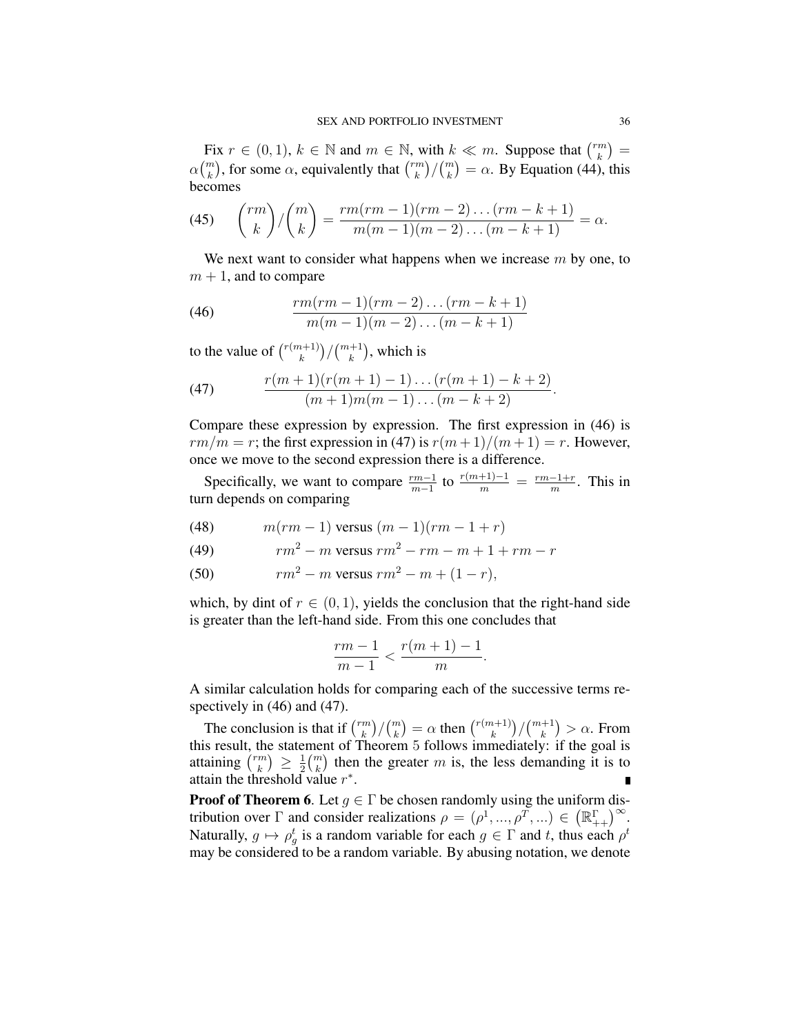Fix $r \in (0,1)$, $k \in \mathbb{N}$ and $m \in \mathbb{N}$, with $k \ll m$. Suppose that $\binom{rm}{k} = \alpha\binom{m}{k}$, for some $\alpha$, equivalently that $\binom{rm}{k}/\binom{m}{k} = \alpha$. By Equation (44), this becomes

$$\binom{rm}{k}/\binom{m}{k} = \frac{rm(rm-1)(rm-2)\dots(rm-k+1)}{m(m-1)(m-2)\dots(m-k+1)} = \alpha. \tag{45}$$

We next want to consider what happens when we increase $m$ by one, to $m+1$, and to compare

$$\frac{rm(rm-1)(rm-2)\dots(rm-k+1)}{m(m-1)(m-2)\dots(m-k+1)} \tag{46}$$

to the value of $\binom{r(m+1)}{k}/\binom{m+1}{k}$, which is

$$\frac{r(m+1)(r(m+1)-1)\dots(r(m+1)-k+2)}{(m+1)m(m-1)\dots(m-k+2)}. \tag{47}$$

Compare these expression by expression. The first expression in (46) is $rm/m = r$; the first expression in (47) is $r(m+1)/(m+1) = r$. However, once we move to the second expression there is a difference.

Specifically, we want to compare $\frac{rm-1}{m-1}$ to $\frac{r(m+1)-1}{m} = \frac{rm-1+r}{m}$. This in turn depends on comparing

$$m(rm-1) \text{ versus } (m-1)(rm-1+r) \tag{48}$$

$$rm^2 - m \text{ versus } rm^2 - rm - m + 1 + rm - r \tag{49}$$

$$rm^2 - m \text{ versus } rm^2 - m + (1-r), \tag{50}$$

which, by dint of $r \in (0,1)$, yields the conclusion that the right-hand side is greater than the left-hand side. From this one concludes that

$$\frac{rm-1}{m-1} < \frac{r(m+1)-1}{m}.$$

A similar calculation holds for comparing each of the successive terms respectively in (46) and (47).

The conclusion is that if $\binom{rm}{k}/\binom{m}{k} = \alpha$ then $\binom{r(m+1)}{k}/\binom{m+1}{k} > \alpha$. From this result, the statement of Theorem 5 follows immediately: if the goal is attaining $\binom{rm}{k} \geq \frac{1}{2}\binom{m}{k}$ then the greater $m$ is, the less demanding it is to attain the threshold value $r^*$. ∎

**Proof of Theorem 6**. Let $g \in \Gamma$ be chosen randomly using the uniform distribution over $\Gamma$ and consider realizations $\rho = (\rho^1, ..., \rho^T, ...) \in \left(\mathbb{R}^\Gamma_{++}\right)^\infty$. Naturally, $g \mapsto \rho^t_g$ is a random variable for each $g \in \Gamma$ and $t$, thus each $\rho^t$ may be considered to be a random variable. By abusing notation, we denote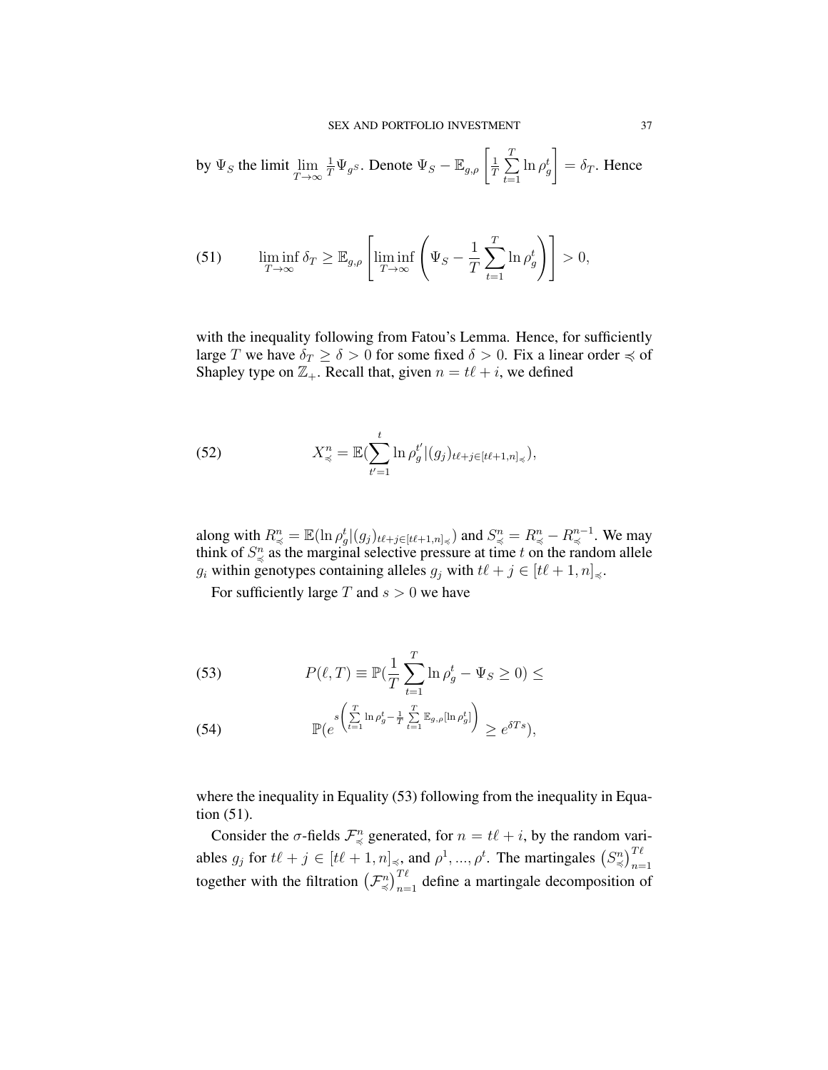by $\Psi_S$ the limit $\lim_{T\to\infty} \frac{1}{T}\Psi_{g^S}$. Denote $\Psi_S - \mathbb{E}_{g,\rho}\left[\frac{1}{T}\sum_{t=1}^{T}\ln \rho_g^t\right] = \delta_T$. Hence

$$
\liminf_{T\to\infty} \delta_T \geq \mathbb{E}_{g,\rho}\left[\liminf_{T\to\infty}\left(\Psi_S - \frac{1}{T}\sum_{t=1}^{T}\ln \rho_g^t\right)\right] > 0, \tag{51}
$$

with the inequality following from Fatou's Lemma. Hence, for sufficiently large $T$ we have $\delta_T \geq \delta > 0$ for some fixed $\delta > 0$. Fix a linear order $\preccurlyeq$ of Shapley type on $\mathbb{Z}_+$. Recall that, given $n = t\ell + i$, we defined

$$
X_{\preccurlyeq}^n = \mathbb{E}(\sum_{t'=1}^{t}\ln \rho_g^{t'} | (g_j)_{t\ell+j\in[t\ell+1,n]_{\preccurlyeq}}), \tag{52}
$$

along with $R_{\preccurlyeq}^n = \mathbb{E}(\ln \rho_g^t | (g_j)_{t\ell+j\in[t\ell+1,n]_{\preccurlyeq}})$ and $S_{\preccurlyeq}^n = R_{\preccurlyeq}^n - R_{\preccurlyeq}^{n-1}$. We may think of $S_{\preccurlyeq}^n$ as the marginal selective pressure at time $t$ on the random allele $g_i$ within genotypes containing alleles $g_j$ with $t\ell + j \in [t\ell+1, n]_{\preccurlyeq}$.

For sufficiently large $T$ and $s > 0$ we have

$$
P(\ell, T) \equiv \mathbb{P}(\frac{1}{T}\sum_{t=1}^{T}\ln \rho_g^t - \Psi_S \geq 0) \leq \tag{53}
$$

$$
\mathbb{P}(e^{s\left(\sum_{t=1}^{T}\ln \rho_g^t - \frac{1}{T}\sum_{t=1}^{T}\mathbb{E}_{g,\rho}[\ln \rho_g^t]\right)} \geq e^{\delta T s}), \tag{54}
$$

where the inequality in Equality (53) following from the inequality in Equation (51).

Consider the $\sigma$-fields $\mathcal{F}_{\preccurlyeq}^n$ generated, for $n = t\ell + i$, by the random variables $g_j$ for $t\ell + j \in [t\ell+1, n]_{\preccurlyeq}$, and $\rho^1, \ldots, \rho^t$. The martingales $\left(S_{\preccurlyeq}^n\right)_{n=1}^{T\ell}$ together with the filtration $\left(\mathcal{F}_{\preccurlyeq}^n\right)_{n=1}^{T\ell}$ define a martingale decomposition of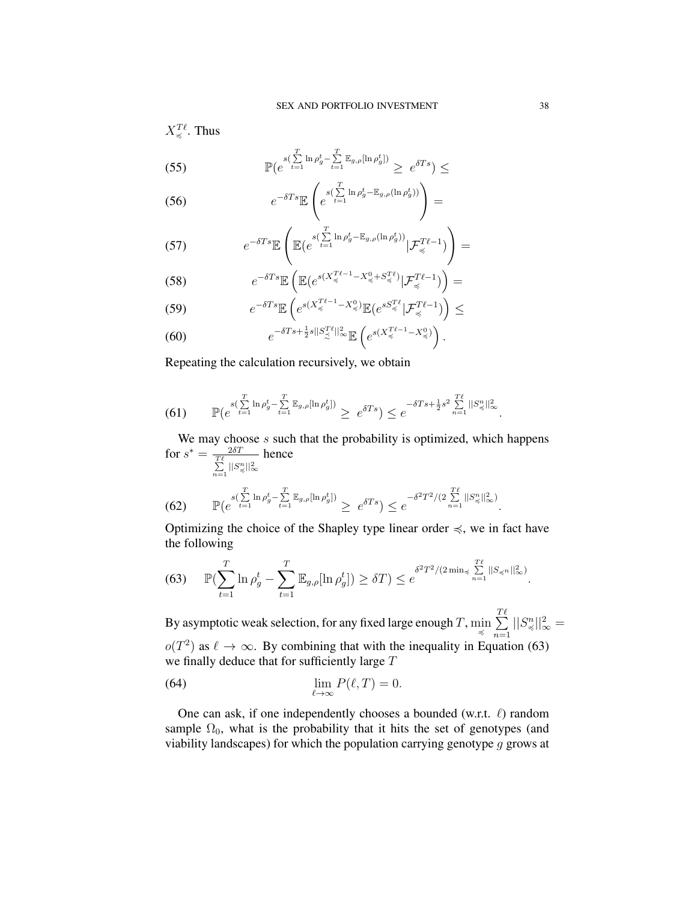$X_{\preccurlyeq}^{T\ell}$. Thus

$$\mathbb{P}(e^{s(\sum_{t=1}^{T}\ln\rho_g^t - \sum_{t=1}^{T}\mathbb{E}_{g,\rho}[\ln\rho_g^t])} \geq e^{\delta Ts}) \leq \tag{55}$$

$$e^{-\delta Ts}\mathbb{E}\left(e^{s(\sum_{t=1}^{T}\ln\rho_g^t - \mathbb{E}_{g,\rho}(\ln\rho_g^t))}\right) = \tag{56}$$

$$e^{-\delta Ts}\mathbb{E}\left(\mathbb{E}(e^{s(\sum_{t=1}^{T}\ln\rho_g^t - \mathbb{E}_{g,\rho}(\ln\rho_g^t))}|\mathcal{F}_{\preccurlyeq}^{T\ell-1})\right) = \tag{57}$$

$$e^{-\delta Ts}\mathbb{E}\left(\mathbb{E}(e^{s(X_{\preccurlyeq}^{T\ell-1} - X_{\preccurlyeq}^{0} + S_{\preccurlyeq}^{T\ell})}|\mathcal{F}_{\preccurlyeq}^{T\ell-1})\right) = \tag{58}$$

$$e^{-\delta Ts}\mathbb{E}\left(e^{s(X_{\preccurlyeq}^{T\ell-1} - X_{\preccurlyeq}^{0})}\mathbb{E}(e^{sS_{\preccurlyeq}^{T\ell}}|\mathcal{F}_{\preccurlyeq}^{T\ell-1})\right) \leq \tag{59}$$

$$e^{-\delta Ts + \frac{1}{2}s||S_{\precsim}^{T\ell}||_{\infty}^{2}}\mathbb{E}\left(e^{s(X_{\preccurlyeq}^{T\ell-1} - X_{\preccurlyeq}^{0})}\right). \tag{60}$$

Repeating the calculation recursively, we obtain

$$\mathbb{P}(e^{s(\sum_{t=1}^{T}\ln\rho_g^t - \sum_{t=1}^{T}\mathbb{E}_{g,\rho}[\ln\rho_g^t])} \geq e^{\delta Ts}) \leq e^{-\delta Ts + \frac{1}{2}s^2\sum_{n=1}^{T\ell}||S_{\preccurlyeq}^{n}||_{\infty}^{2}}. \tag{61}$$

We may choose $s$ such that the probability is optimized, which happens for $s^* = \frac{2\delta T}{\sum_{n=1}^{T\ell}||S_{\preccurlyeq}^{n}||_{\infty}^{2}}$ hence

$$\mathbb{P}(e^{s(\sum_{t=1}^{T}\ln\rho_g^t - \sum_{t=1}^{T}\mathbb{E}_{g,\rho}[\ln\rho_g^t])} \geq e^{\delta Ts}) \leq e^{-\delta^2T^2/(2\sum_{n=1}^{T\ell}||S_{\preccurlyeq}^{n}||_{\infty}^{2})}. \tag{62}$$

Optimizing the choice of the Shapley type linear order $\preccurlyeq$, we in fact have the following

$$\mathbb{P}(\sum_{t=1}^{T}\ln\rho_g^t - \sum_{t=1}^{T}\mathbb{E}_{g,\rho}[\ln\rho_g^t]) \geq \delta T) \leq e^{\delta^2T^2/(2\min_{\preccurlyeq}\sum_{n=1}^{T\ell}||S_{\preccurlyeq^n}||_{\infty}^{2})}. \tag{63}$$

By asymptotic weak selection, for any fixed large enough $T$, $\min_{\preccurlyeq}\sum_{n=1}^{T\ell}||S_{\preccurlyeq}^{n}||_{\infty}^{2} = o(T^2)$ as $\ell \to \infty$. By combining that with the inequality in Equation (63) we finally deduce that for sufficiently large $T$

$$\lim_{\ell\to\infty} P(\ell, T) = 0. \tag{64}$$

One can ask, if one independently chooses a bounded (w.r.t. $\ell$) random sample $\Omega_0$, what is the probability that it hits the set of genotypes (and viability landscapes) for which the population carrying genotype $g$ grows at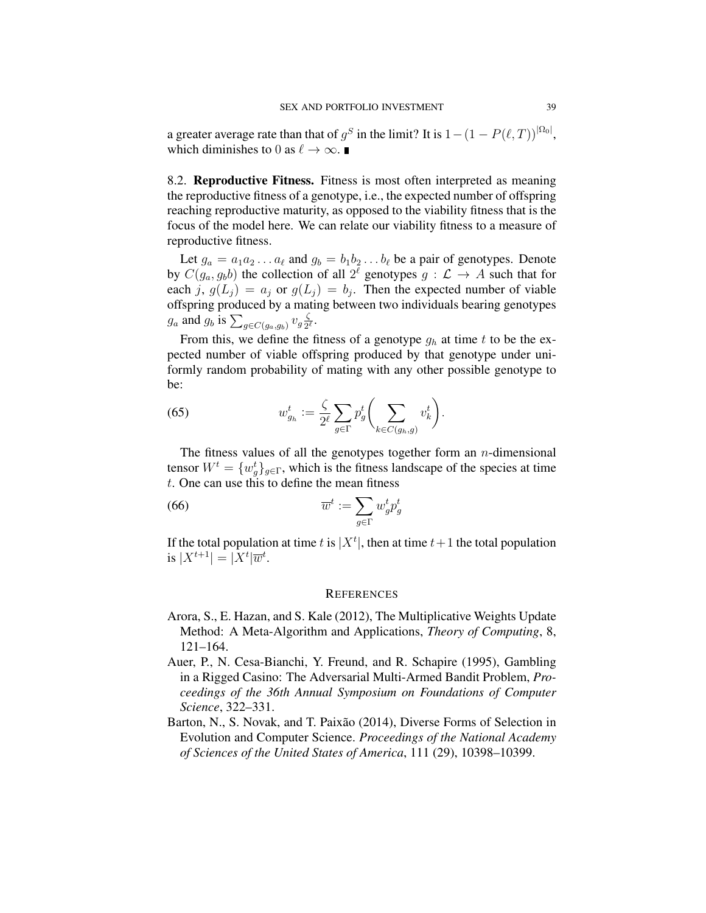a greater average rate than that of $g^S$ in the limit? It is $1-(1-P(\ell,T))^{|\Omega_0|}$, which diminishes to 0 as $\ell \to \infty$. ∎

## 8.2. **Reproductive Fitness.**

Fitness is most often interpreted as meaning the reproductive fitness of a genotype, i.e., the expected number of offspring reaching reproductive maturity, as opposed to the viability fitness that is the focus of the model here. We can relate our viability fitness to a measure of reproductive fitness.

Let $g_a = a_1 a_2 \ldots a_\ell$ and $g_b = b_1 b_2 \ldots b_\ell$ be a pair of genotypes. Denote by $C(g_a, g_b b)$ the collection of all $2^\ell$ genotypes $g : \mathcal{L} \to A$ such that for each $j$, $g(L_j) = a_j$ or $g(L_j) = b_j$. Then the expected number of viable offspring produced by a mating between two individuals bearing genotypes $g_a$ and $g_b$ is $\sum_{g \in C(g_a, g_b)} v_g \frac{\zeta}{2^\ell}$.

From this, we define the fitness of a genotype $g_h$ at time $t$ to be the expected number of viable offspring produced by that genotype under uniformly random probability of mating with any other possible genotype to be:

$$w^t_{g_h} := \frac{\zeta}{2^\ell} \sum_{g \in \Gamma} p^t_g \Bigg( \sum_{k \in C(g_h, g)} v^t_k \Bigg). \tag{65}$$

The fitness values of all the genotypes together form an $n$-dimensional tensor $W^t = \{w^t_g\}_{g \in \Gamma}$, which is the fitness landscape of the species at time $t$. One can use this to define the mean fitness

$$\overline{w}^t := \sum_{g \in \Gamma} w^t_g p^t_g \tag{66}$$

If the total population at time $t$ is $|X^t|$, then at time $t+1$ the total population is $|X^{t+1}| = |X^t| \overline{w}^t$.

# References

Arora, S., E. Hazan, and S. Kale (2012), The Multiplicative Weights Update Method: A Meta-Algorithm and Applications, *Theory of Computing*, 8, 121–164.

Auer, P., N. Cesa-Bianchi, Y. Freund, and R. Schapire (1995), Gambling in a Rigged Casino: The Adversarial Multi-Armed Bandit Problem, *Proceedings of the 36th Annual Symposium on Foundations of Computer Science*, 322–331.

Barton, N., S. Novak, and T. Paixão (2014), Diverse Forms of Selection in Evolution and Computer Science. *Proceedings of the National Academy of Sciences of the United States of America*, 111 (29), 10398–10399.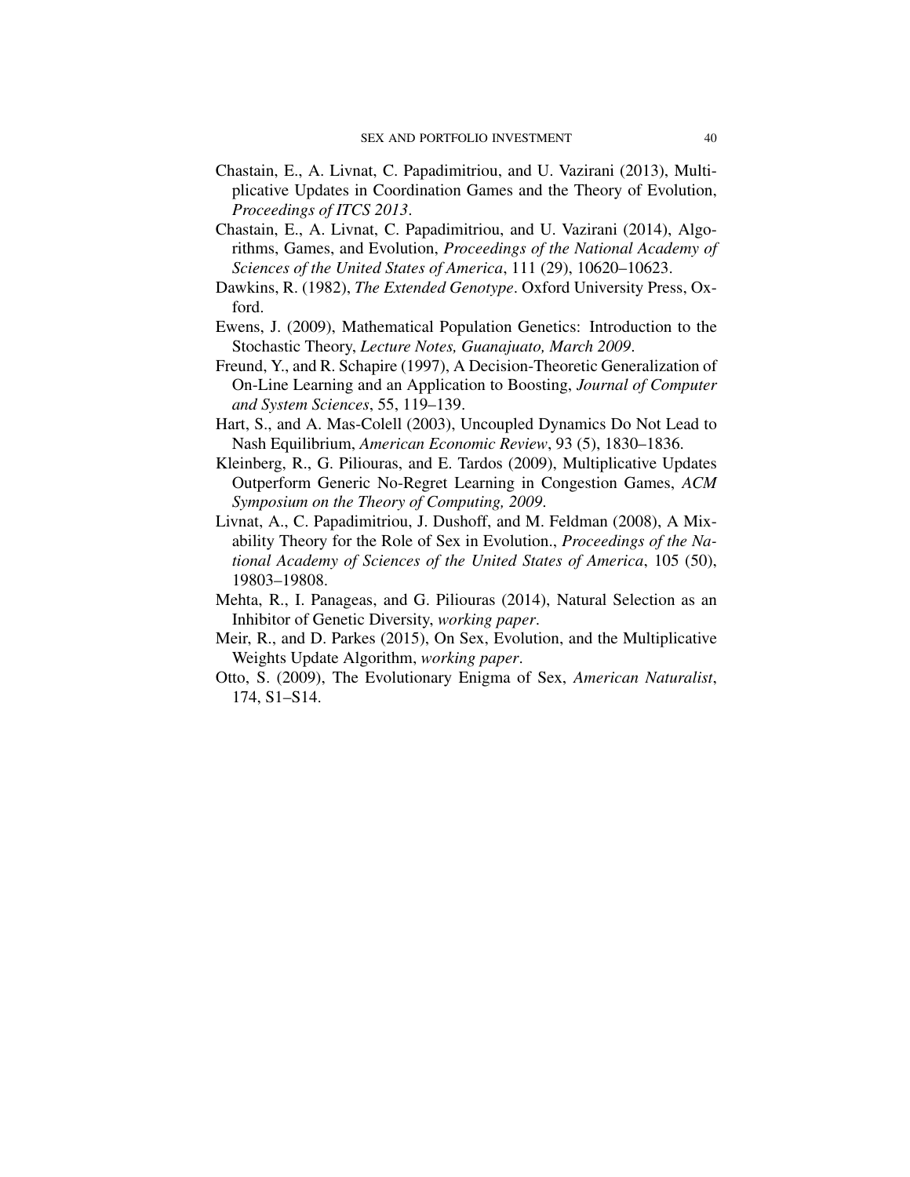Chastain, E., A. Livnat, C. Papadimitriou, and U. Vazirani (2013), Multiplicative Updates in Coordination Games and the Theory of Evolution, *Proceedings of ITCS 2013*.

Chastain, E., A. Livnat, C. Papadimitriou, and U. Vazirani (2014), Algorithms, Games, and Evolution, *Proceedings of the National Academy of Sciences of the United States of America*, 111 (29), 10620–10623.

Dawkins, R. (1982), *The Extended Genotype*. Oxford University Press, Oxford.

Ewens, J. (2009), Mathematical Population Genetics: Introduction to the Stochastic Theory, *Lecture Notes, Guanajuato, March 2009*.

Freund, Y., and R. Schapire (1997), A Decision-Theoretic Generalization of On-Line Learning and an Application to Boosting, *Journal of Computer and System Sciences*, 55, 119–139.

Hart, S., and A. Mas-Colell (2003), Uncoupled Dynamics Do Not Lead to Nash Equilibrium, *American Economic Review*, 93 (5), 1830–1836.

Kleinberg, R., G. Piliouras, and E. Tardos (2009), Multiplicative Updates Outperform Generic No-Regret Learning in Congestion Games, *ACM Symposium on the Theory of Computing, 2009*.

Livnat, A., C. Papadimitriou, J. Dushoff, and M. Feldman (2008), A Mixability Theory for the Role of Sex in Evolution., *Proceedings of the National Academy of Sciences of the United States of America*, 105 (50), 19803–19808.

Mehta, R., I. Panageas, and G. Piliouras (2014), Natural Selection as an Inhibitor of Genetic Diversity, *working paper*.

Meir, R., and D. Parkes (2015), On Sex, Evolution, and the Multiplicative Weights Update Algorithm, *working paper*.

Otto, S. (2009), The Evolutionary Enigma of Sex, *American Naturalist*, 174, S1–S14.